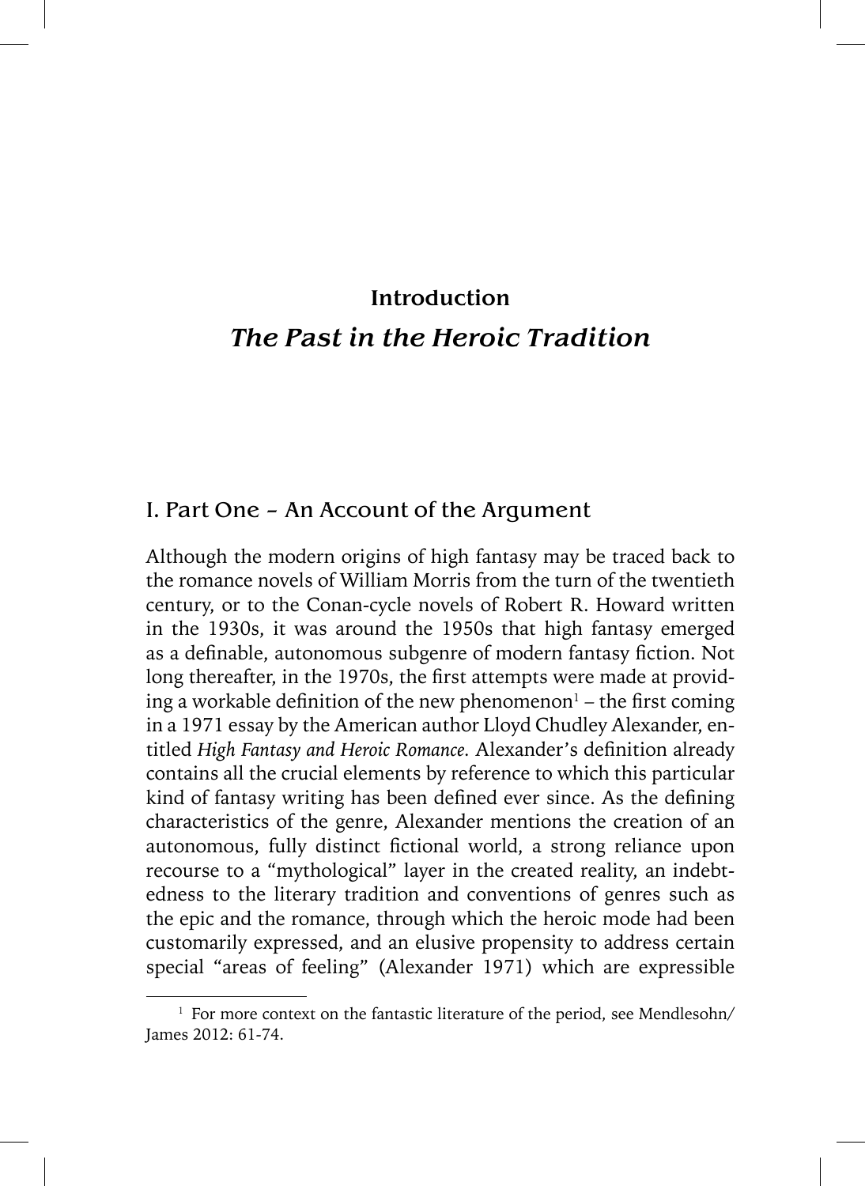# Introduction

## *The Past in the Heroic Tradition*

### I. Part One – An Account of the Argument

Although the modern origins of high fantasy may be traced back to the romance novels of William Morris from the turn of the twentieth century, or to the Conan-cycle novels of Robert R. Howard written in the 1930s, it was around the 1950s that high fantasy emerged as a definable, autonomous subgenre of modern fantasy fiction. Not long thereafter, in the 1970s, the first attempts were made at providing a workable definition of the new phenomenon[1] – the first coming in a 1971 essay by the American author Lloyd Chudley Alexander, entitled *High Fantasy and Heroic Romance*. Alexander's definition already contains all the crucial elements by reference to which this particular kind of fantasy writing has been defined ever since. As the defining characteristics of the genre, Alexander mentions the creation of an autonomous, fully distinct fictional world, a strong reliance upon recourse to a "mythological" layer in the created reality, an indebtedness to the literary tradition and conventions of genres such as the epic and the romance, through which the heroic mode had been customarily expressed, and an elusive propensity to address certain special "areas of feeling" (Alexander 1971) which are expressible

[1] For more context on the fantastic literature of the period, see Mendlesohn/James 2012: 61-74.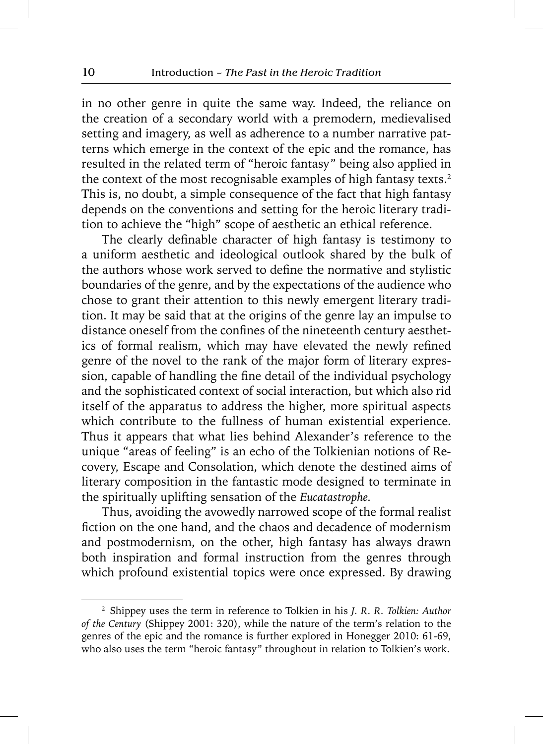in no other genre in quite the same way. Indeed, the reliance on the creation of a secondary world with a premodern, medievalised setting and imagery, as well as adherence to a number narrative patterns which emerge in the context of the epic and the romance, has resulted in the related term of "heroic fantasy" being also applied in the context of the most recognisable examples of high fantasy texts.[2] This is, no doubt, a simple consequence of the fact that high fantasy depends on the conventions and setting for the heroic literary tradition to achieve the "high" scope of aesthetic an ethical reference.

The clearly definable character of high fantasy is testimony to a uniform aesthetic and ideological outlook shared by the bulk of the authors whose work served to define the normative and stylistic boundaries of the genre, and by the expectations of the audience who chose to grant their attention to this newly emergent literary tradition. It may be said that at the origins of the genre lay an impulse to distance oneself from the confines of the nineteenth century aesthetics of formal realism, which may have elevated the newly refined genre of the novel to the rank of the major form of literary expression, capable of handling the fine detail of the individual psychology and the sophisticated context of social interaction, but which also rid itself of the apparatus to address the higher, more spiritual aspects which contribute to the fullness of human existential experience. Thus it appears that what lies behind Alexander's reference to the unique "areas of feeling" is an echo of the Tolkienian notions of Recovery, Escape and Consolation, which denote the destined aims of literary composition in the fantastic mode designed to terminate in the spiritually uplifting sensation of the *Eucatastrophe*.

Thus, avoiding the avowedly narrowed scope of the formal realist fiction on the one hand, and the chaos and decadence of modernism and postmodernism, on the other, high fantasy has always drawn both inspiration and formal instruction from the genres through which profound existential topics were once expressed. By drawing

---

[2] Shippey uses the term in reference to Tolkien in his *J. R. R. Tolkien: Author of the Century* (Shippey 2001: 320), while the nature of the term's relation to the genres of the epic and the romance is further explored in Honegger 2010: 61-69, who also uses the term "heroic fantasy" throughout in relation to Tolkien's work.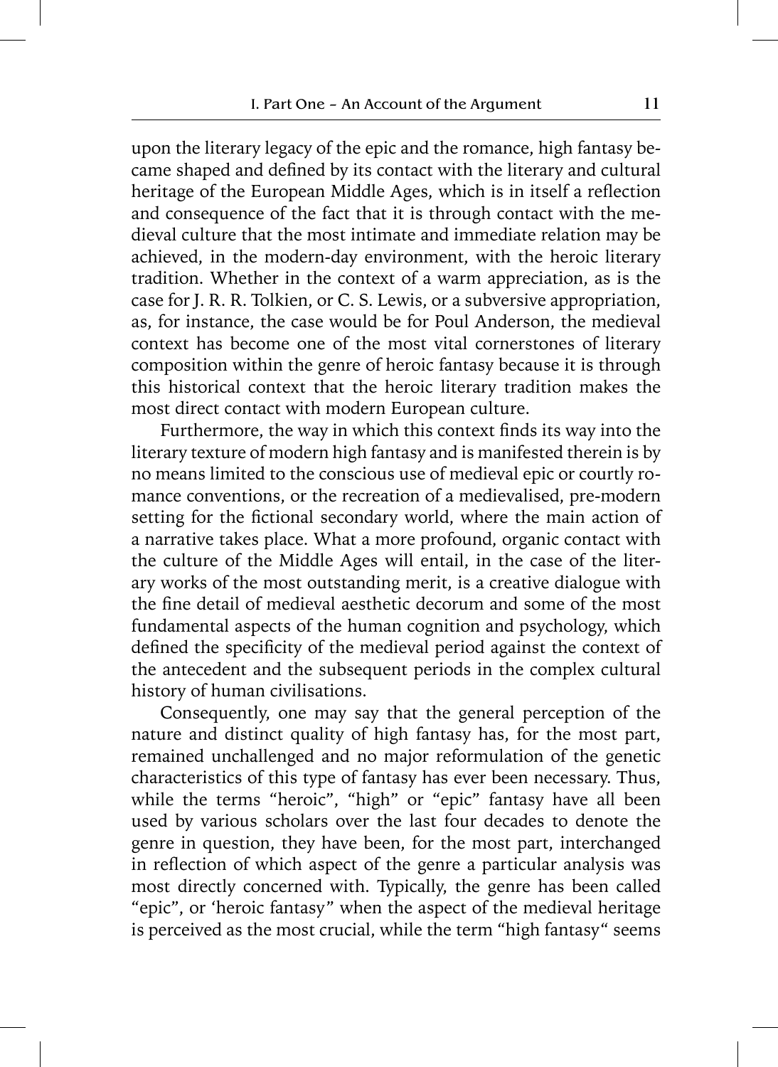upon the literary legacy of the epic and the romance, high fantasy became shaped and defined by its contact with the literary and cultural heritage of the European Middle Ages, which is in itself a reflection and consequence of the fact that it is through contact with the medieval culture that the most intimate and immediate relation may be achieved, in the modern-day environment, with the heroic literary tradition. Whether in the context of a warm appreciation, as is the case for J. R. R. Tolkien, or C. S. Lewis, or a subversive appropriation, as, for instance, the case would be for Poul Anderson, the medieval context has become one of the most vital cornerstones of literary composition within the genre of heroic fantasy because it is through this historical context that the heroic literary tradition makes the most direct contact with modern European culture.

Furthermore, the way in which this context finds its way into the literary texture of modern high fantasy and is manifested therein is by no means limited to the conscious use of medieval epic or courtly romance conventions, or the recreation of a medievalised, pre-modern setting for the fictional secondary world, where the main action of a narrative takes place. What a more profound, organic contact with the culture of the Middle Ages will entail, in the case of the literary works of the most outstanding merit, is a creative dialogue with the fine detail of medieval aesthetic decorum and some of the most fundamental aspects of the human cognition and psychology, which defined the specificity of the medieval period against the context of the antecedent and the subsequent periods in the complex cultural history of human civilisations.

Consequently, one may say that the general perception of the nature and distinct quality of high fantasy has, for the most part, remained unchallenged and no major reformulation of the genetic characteristics of this type of fantasy has ever been necessary. Thus, while the terms "heroic", "high" or "epic" fantasy have all been used by various scholars over the last four decades to denote the genre in question, they have been, for the most part, interchanged in reflection of which aspect of the genre a particular analysis was most directly concerned with. Typically, the genre has been called "epic", or 'heroic fantasy" when the aspect of the medieval heritage is perceived as the most crucial, while the term "high fantasy" seems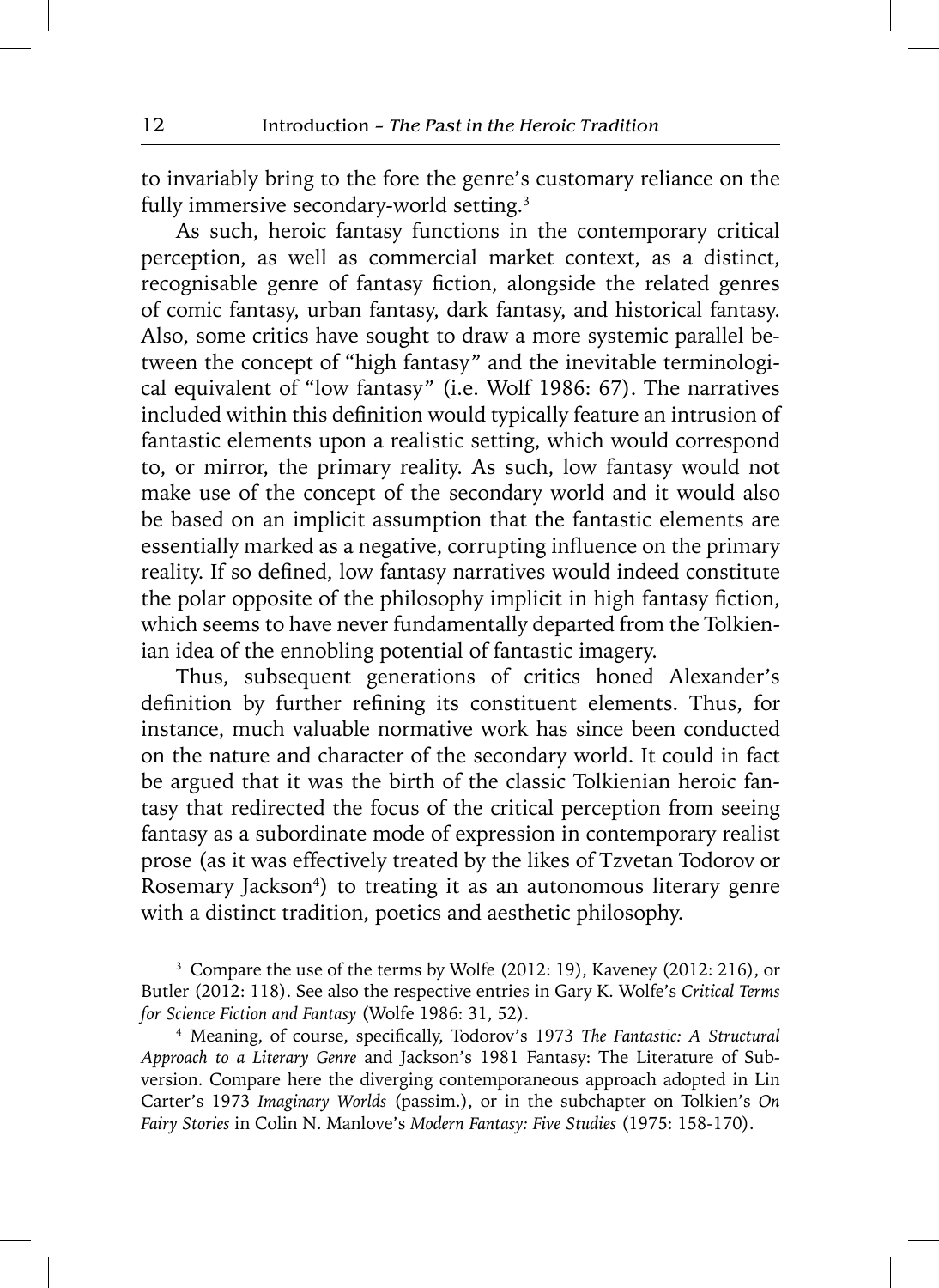to invariably bring to the fore the genre's customary reliance on the fully immersive secondary-world setting.[3]

As such, heroic fantasy functions in the contemporary critical perception, as well as commercial market context, as a distinct, recognisable genre of fantasy fiction, alongside the related genres of comic fantasy, urban fantasy, dark fantasy, and historical fantasy. Also, some critics have sought to draw a more systemic parallel between the concept of "high fantasy" and the inevitable terminological equivalent of "low fantasy" (i.e. Wolf 1986: 67). The narratives included within this definition would typically feature an intrusion of fantastic elements upon a realistic setting, which would correspond to, or mirror, the primary reality. As such, low fantasy would not make use of the concept of the secondary world and it would also be based on an implicit assumption that the fantastic elements are essentially marked as a negative, corrupting influence on the primary reality. If so defined, low fantasy narratives would indeed constitute the polar opposite of the philosophy implicit in high fantasy fiction, which seems to have never fundamentally departed from the Tolkienian idea of the ennobling potential of fantastic imagery.

Thus, subsequent generations of critics honed Alexander's definition by further refining its constituent elements. Thus, for instance, much valuable normative work has since been conducted on the nature and character of the secondary world. It could in fact be argued that it was the birth of the classic Tolkienian heroic fantasy that redirected the focus of the critical perception from seeing fantasy as a subordinate mode of expression in contemporary realist prose (as it was effectively treated by the likes of Tzvetan Todorov or Rosemary Jackson[4]) to treating it as an autonomous literary genre with a distinct tradition, poetics and aesthetic philosophy.

---

[3] Compare the use of the terms by Wolfe (2012: 19), Kaveney (2012: 216), or Butler (2012: 118). See also the respective entries in Gary K. Wolfe's *Critical Terms for Science Fiction and Fantasy* (Wolfe 1986: 31, 52).

[4] Meaning, of course, specifically, Todorov's 1973 *The Fantastic: A Structural Approach to a Literary Genre* and Jackson's 1981 Fantasy: The Literature of Subversion. Compare here the diverging contemporaneous approach adopted in Lin Carter's 1973 *Imaginary Worlds* (passim.), or in the subchapter on Tolkien's *On Fairy Stories* in Colin N. Manlove's *Modern Fantasy: Five Studies* (1975: 158-170).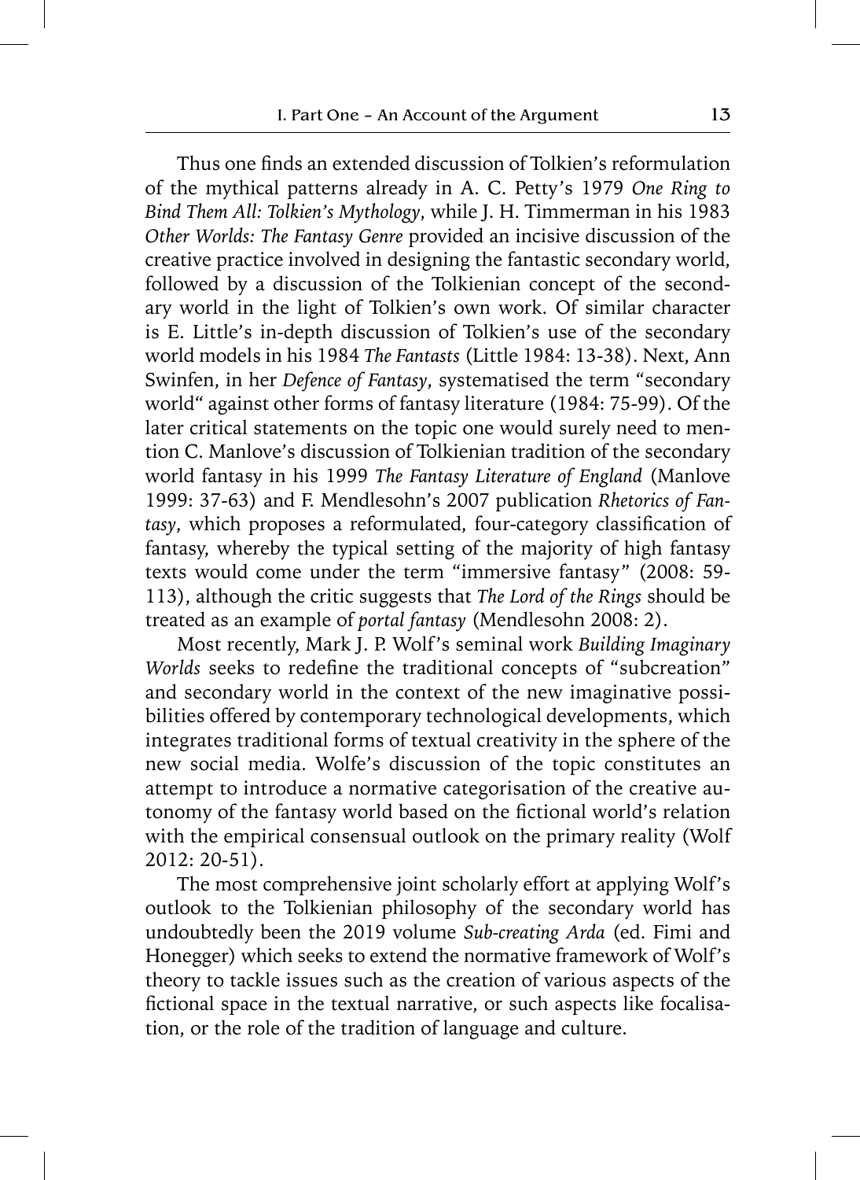Thus one finds an extended discussion of Tolkien's reformulation of the mythical patterns already in A. C. Petty's 1979 *One Ring to Bind Them All: Tolkien's Mythology*, while J. H. Timmerman in his 1983 *Other Worlds: The Fantasy Genre* provided an incisive discussion of the creative practice involved in designing the fantastic secondary world, followed by a discussion of the Tolkienian concept of the secondary world in the light of Tolkien's own work. Of similar character is E. Little's in-depth discussion of Tolkien's use of the secondary world models in his 1984 *The Fantasts* (Little 1984: 13-38). Next, Ann Swinfen, in her *Defence of Fantasy*, systematised the term "secondary world" against other forms of fantasy literature (1984: 75-99). Of the later critical statements on the topic one would surely need to mention C. Manlove's discussion of Tolkienian tradition of the secondary world fantasy in his 1999 *The Fantasy Literature of England* (Manlove 1999: 37-63) and F. Mendlesohn's 2007 publication *Rhetorics of Fantasy*, which proposes a reformulated, four-category classification of fantasy, whereby the typical setting of the majority of high fantasy texts would come under the term "immersive fantasy" (2008: 59-113), although the critic suggests that *The Lord of the Rings* should be treated as an example of *portal fantasy* (Mendlesohn 2008: 2).

Most recently, Mark J. P. Wolf's seminal work *Building Imaginary Worlds* seeks to redefine the traditional concepts of "subcreation" and secondary world in the context of the new imaginative possibilities offered by contemporary technological developments, which integrates traditional forms of textual creativity in the sphere of the new social media. Wolfe's discussion of the topic constitutes an attempt to introduce a normative categorisation of the creative autonomy of the fantasy world based on the fictional world's relation with the empirical consensual outlook on the primary reality (Wolf 2012: 20-51).

The most comprehensive joint scholarly effort at applying Wolf's outlook to the Tolkienian philosophy of the secondary world has undoubtedly been the 2019 volume *Sub-creating Arda* (ed. Fimi and Honegger) which seeks to extend the normative framework of Wolf's theory to tackle issues such as the creation of various aspects of the fictional space in the textual narrative, or such aspects like focalisation, or the role of the tradition of language and culture.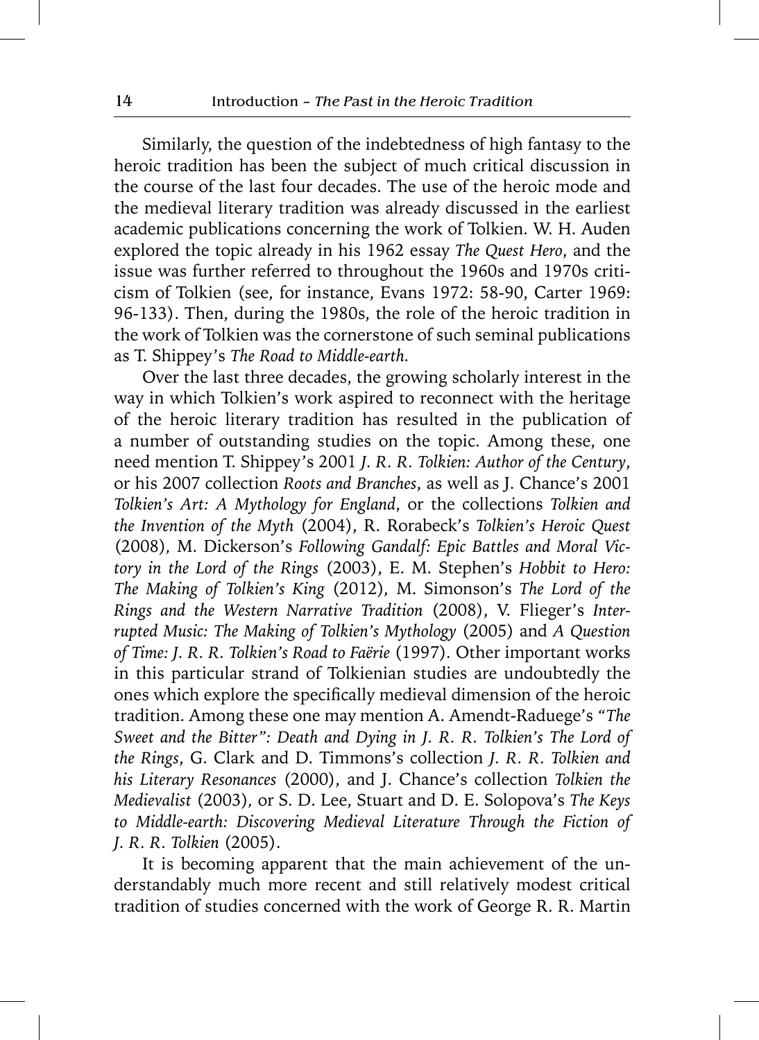Similarly, the question of the indebtedness of high fantasy to the heroic tradition has been the subject of much critical discussion in the course of the last four decades. The use of the heroic mode and the medieval literary tradition was already discussed in the earliest academic publications concerning the work of Tolkien. W. H. Auden explored the topic already in his 1962 essay *The Quest Hero*, and the issue was further referred to throughout the 1960s and 1970s criticism of Tolkien (see, for instance, Evans 1972: 58-90, Carter 1969: 96-133). Then, during the 1980s, the role of the heroic tradition in the work of Tolkien was the cornerstone of such seminal publications as T. Shippey's *The Road to Middle-earth*.

Over the last three decades, the growing scholarly interest in the way in which Tolkien's work aspired to reconnect with the heritage of the heroic literary tradition has resulted in the publication of a number of outstanding studies on the topic. Among these, one need mention T. Shippey's 2001 *J. R. R. Tolkien: Author of the Century*, or his 2007 collection *Roots and Branches*, as well as J. Chance's 2001 *Tolkien's Art: A Mythology for England*, or the collections *Tolkien and the Invention of the Myth* (2004), R. Rorabeck's *Tolkien's Heroic Quest* (2008), M. Dickerson's *Following Gandalf: Epic Battles and Moral Victory in the Lord of the Rings* (2003), E. M. Stephen's *Hobbit to Hero: The Making of Tolkien's King* (2012), M. Simonson's *The Lord of the Rings and the Western Narrative Tradition* (2008), V. Flieger's *Interrupted Music: The Making of Tolkien's Mythology* (2005) and *A Question of Time: J. R. R. Tolkien's Road to Faërie* (1997). Other important works in this particular strand of Tolkienian studies are undoubtedly the ones which explore the specifically medieval dimension of the heroic tradition. Among these one may mention A. Amendt-Raduege's *"The Sweet and the Bitter": Death and Dying in J. R. R. Tolkien's The Lord of the Rings*, G. Clark and D. Timmons's collection *J. R. R. Tolkien and his Literary Resonances* (2000), and J. Chance's collection *Tolkien the Medievalist* (2003), or S. D. Lee, Stuart and D. E. Solopova's *The Keys to Middle-earth: Discovering Medieval Literature Through the Fiction of J. R. R. Tolkien* (2005).

It is becoming apparent that the main achievement of the understandably much more recent and still relatively modest critical tradition of studies concerned with the work of George R. R. Martin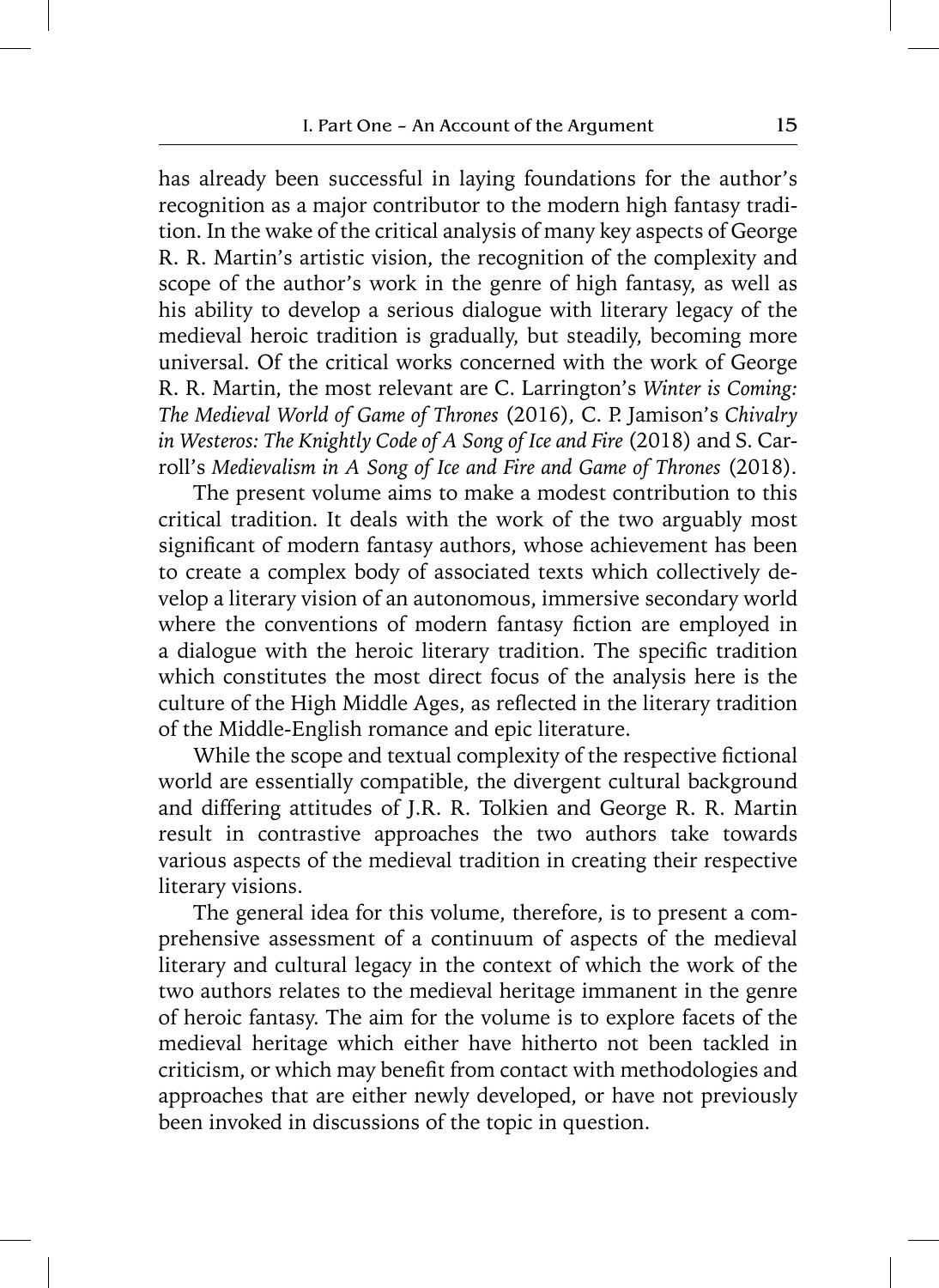has already been successful in laying foundations for the author's recognition as a major contributor to the modern high fantasy tradition. In the wake of the critical analysis of many key aspects of George R. R. Martin's artistic vision, the recognition of the complexity and scope of the author's work in the genre of high fantasy, as well as his ability to develop a serious dialogue with literary legacy of the medieval heroic tradition is gradually, but steadily, becoming more universal. Of the critical works concerned with the work of George R. R. Martin, the most relevant are C. Larrington's *Winter is Coming: The Medieval World of Game of Thrones* (2016), C. P. Jamison's *Chivalry in Westeros: The Knightly Code of A Song of Ice and Fire* (2018) and S. Carroll's *Medievalism in A Song of Ice and Fire and Game of Thrones* (2018).

The present volume aims to make a modest contribution to this critical tradition. It deals with the work of the two arguably most significant of modern fantasy authors, whose achievement has been to create a complex body of associated texts which collectively develop a literary vision of an autonomous, immersive secondary world where the conventions of modern fantasy fiction are employed in a dialogue with the heroic literary tradition. The specific tradition which constitutes the most direct focus of the analysis here is the culture of the High Middle Ages, as reflected in the literary tradition of the Middle-English romance and epic literature.

While the scope and textual complexity of the respective fictional world are essentially compatible, the divergent cultural background and differing attitudes of J.R. R. Tolkien and George R. R. Martin result in contrastive approaches the two authors take towards various aspects of the medieval tradition in creating their respective literary visions.

The general idea for this volume, therefore, is to present a comprehensive assessment of a continuum of aspects of the medieval literary and cultural legacy in the context of which the work of the two authors relates to the medieval heritage immanent in the genre of heroic fantasy. The aim for the volume is to explore facets of the medieval heritage which either have hitherto not been tackled in criticism, or which may benefit from contact with methodologies and approaches that are either newly developed, or have not previously been invoked in discussions of the topic in question.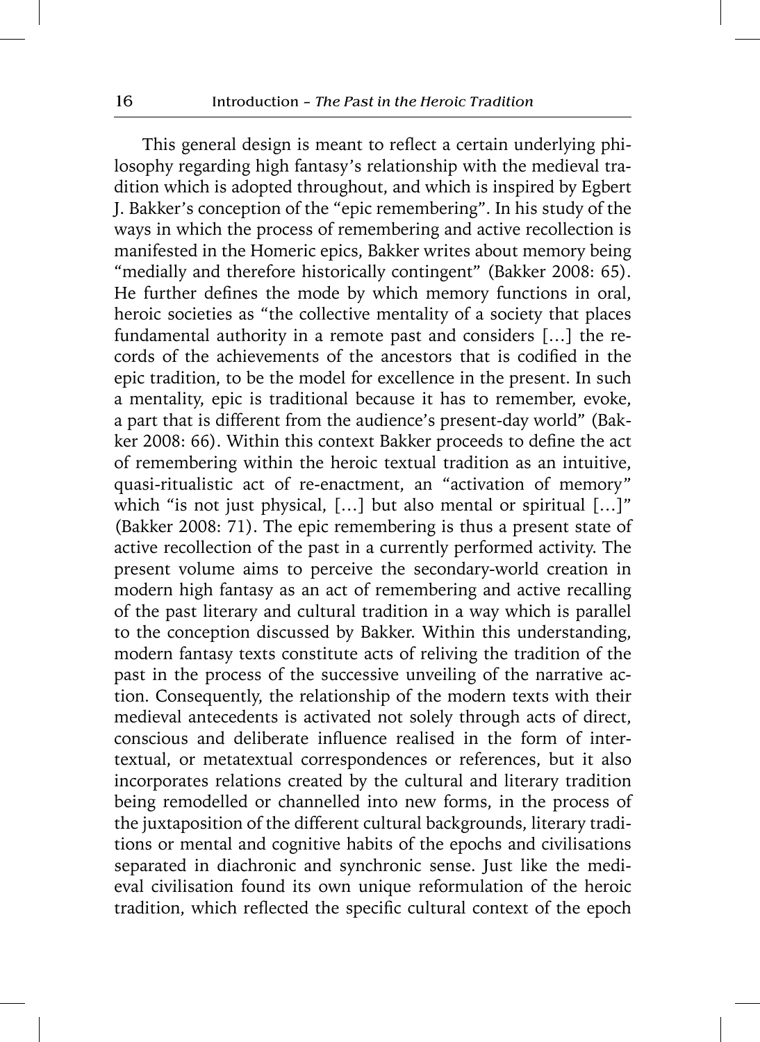This general design is meant to reflect a certain underlying philosophy regarding high fantasy's relationship with the medieval tradition which is adopted throughout, and which is inspired by Egbert J. Bakker's conception of the "epic remembering". In his study of the ways in which the process of remembering and active recollection is manifested in the Homeric epics, Bakker writes about memory being "medially and therefore historically contingent" (Bakker 2008: 65). He further defines the mode by which memory functions in oral, heroic societies as "the collective mentality of a society that places fundamental authority in a remote past and considers […] the records of the achievements of the ancestors that is codified in the epic tradition, to be the model for excellence in the present. In such a mentality, epic is traditional because it has to remember, evoke, a part that is different from the audience's present-day world" (Bakker 2008: 66). Within this context Bakker proceeds to define the act of remembering within the heroic textual tradition as an intuitive, quasi-ritualistic act of re-enactment, an "activation of memory" which "is not just physical, […] but also mental or spiritual […]" (Bakker 2008: 71). The epic remembering is thus a present state of active recollection of the past in a currently performed activity. The present volume aims to perceive the secondary-world creation in modern high fantasy as an act of remembering and active recalling of the past literary and cultural tradition in a way which is parallel to the conception discussed by Bakker. Within this understanding, modern fantasy texts constitute acts of reliving the tradition of the past in the process of the successive unveiling of the narrative action. Consequently, the relationship of the modern texts with their medieval antecedents is activated not solely through acts of direct, conscious and deliberate influence realised in the form of intertextual, or metatextual correspondences or references, but it also incorporates relations created by the cultural and literary tradition being remodelled or channelled into new forms, in the process of the juxtaposition of the different cultural backgrounds, literary traditions or mental and cognitive habits of the epochs and civilisations separated in diachronic and synchronic sense. Just like the medieval civilisation found its own unique reformulation of the heroic tradition, which reflected the specific cultural context of the epoch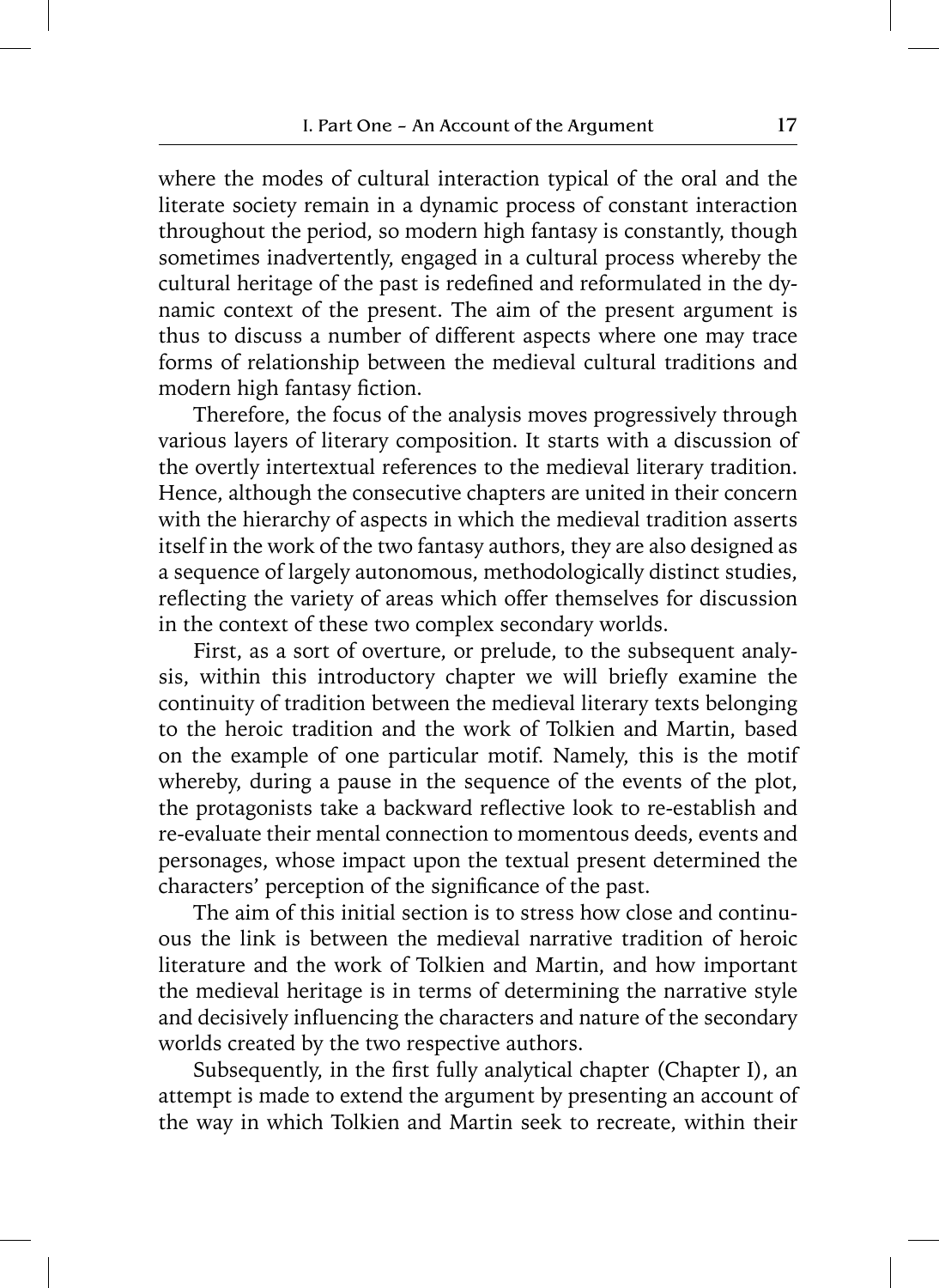where the modes of cultural interaction typical of the oral and the literate society remain in a dynamic process of constant interaction throughout the period, so modern high fantasy is constantly, though sometimes inadvertently, engaged in a cultural process whereby the cultural heritage of the past is redefined and reformulated in the dynamic context of the present. The aim of the present argument is thus to discuss a number of different aspects where one may trace forms of relationship between the medieval cultural traditions and modern high fantasy fiction.

Therefore, the focus of the analysis moves progressively through various layers of literary composition. It starts with a discussion of the overtly intertextual references to the medieval literary tradition. Hence, although the consecutive chapters are united in their concern with the hierarchy of aspects in which the medieval tradition asserts itself in the work of the two fantasy authors, they are also designed as a sequence of largely autonomous, methodologically distinct studies, reflecting the variety of areas which offer themselves for discussion in the context of these two complex secondary worlds.

First, as a sort of overture, or prelude, to the subsequent analysis, within this introductory chapter we will briefly examine the continuity of tradition between the medieval literary texts belonging to the heroic tradition and the work of Tolkien and Martin, based on the example of one particular motif. Namely, this is the motif whereby, during a pause in the sequence of the events of the plot, the protagonists take a backward reflective look to re-establish and re-evaluate their mental connection to momentous deeds, events and personages, whose impact upon the textual present determined the characters' perception of the significance of the past.

The aim of this initial section is to stress how close and continuous the link is between the medieval narrative tradition of heroic literature and the work of Tolkien and Martin, and how important the medieval heritage is in terms of determining the narrative style and decisively influencing the characters and nature of the secondary worlds created by the two respective authors.

Subsequently, in the first fully analytical chapter (Chapter I), an attempt is made to extend the argument by presenting an account of the way in which Tolkien and Martin seek to recreate, within their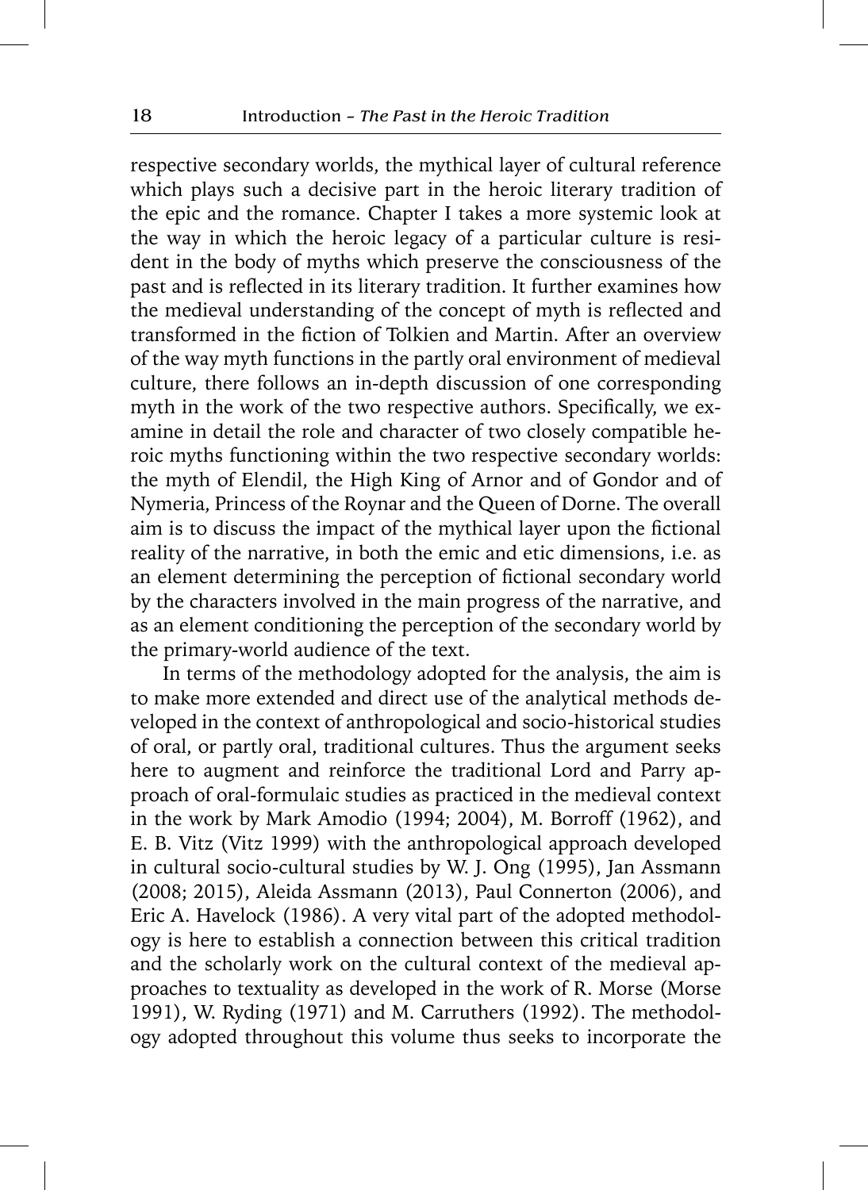respective secondary worlds, the mythical layer of cultural reference which plays such a decisive part in the heroic literary tradition of the epic and the romance. Chapter I takes a more systemic look at the way in which the heroic legacy of a particular culture is resident in the body of myths which preserve the consciousness of the past and is reflected in its literary tradition. It further examines how the medieval understanding of the concept of myth is reflected and transformed in the fiction of Tolkien and Martin. After an overview of the way myth functions in the partly oral environment of medieval culture, there follows an in-depth discussion of one corresponding myth in the work of the two respective authors. Specifically, we examine in detail the role and character of two closely compatible heroic myths functioning within the two respective secondary worlds: the myth of Elendil, the High King of Arnor and of Gondor and of Nymeria, Princess of the Roynar and the Queen of Dorne. The overall aim is to discuss the impact of the mythical layer upon the fictional reality of the narrative, in both the emic and etic dimensions, i.e. as an element determining the perception of fictional secondary world by the characters involved in the main progress of the narrative, and as an element conditioning the perception of the secondary world by the primary-world audience of the text.

In terms of the methodology adopted for the analysis, the aim is to make more extended and direct use of the analytical methods developed in the context of anthropological and socio-historical studies of oral, or partly oral, traditional cultures. Thus the argument seeks here to augment and reinforce the traditional Lord and Parry approach of oral-formulaic studies as practiced in the medieval context in the work by Mark Amodio (1994; 2004), M. Borroff (1962), and E. B. Vitz (Vitz 1999) with the anthropological approach developed in cultural socio-cultural studies by W. J. Ong (1995), Jan Assmann (2008; 2015), Aleida Assmann (2013), Paul Connerton (2006), and Eric A. Havelock (1986). A very vital part of the adopted methodology is here to establish a connection between this critical tradition and the scholarly work on the cultural context of the medieval approaches to textuality as developed in the work of R. Morse (Morse 1991), W. Ryding (1971) and M. Carruthers (1992). The methodology adopted throughout this volume thus seeks to incorporate the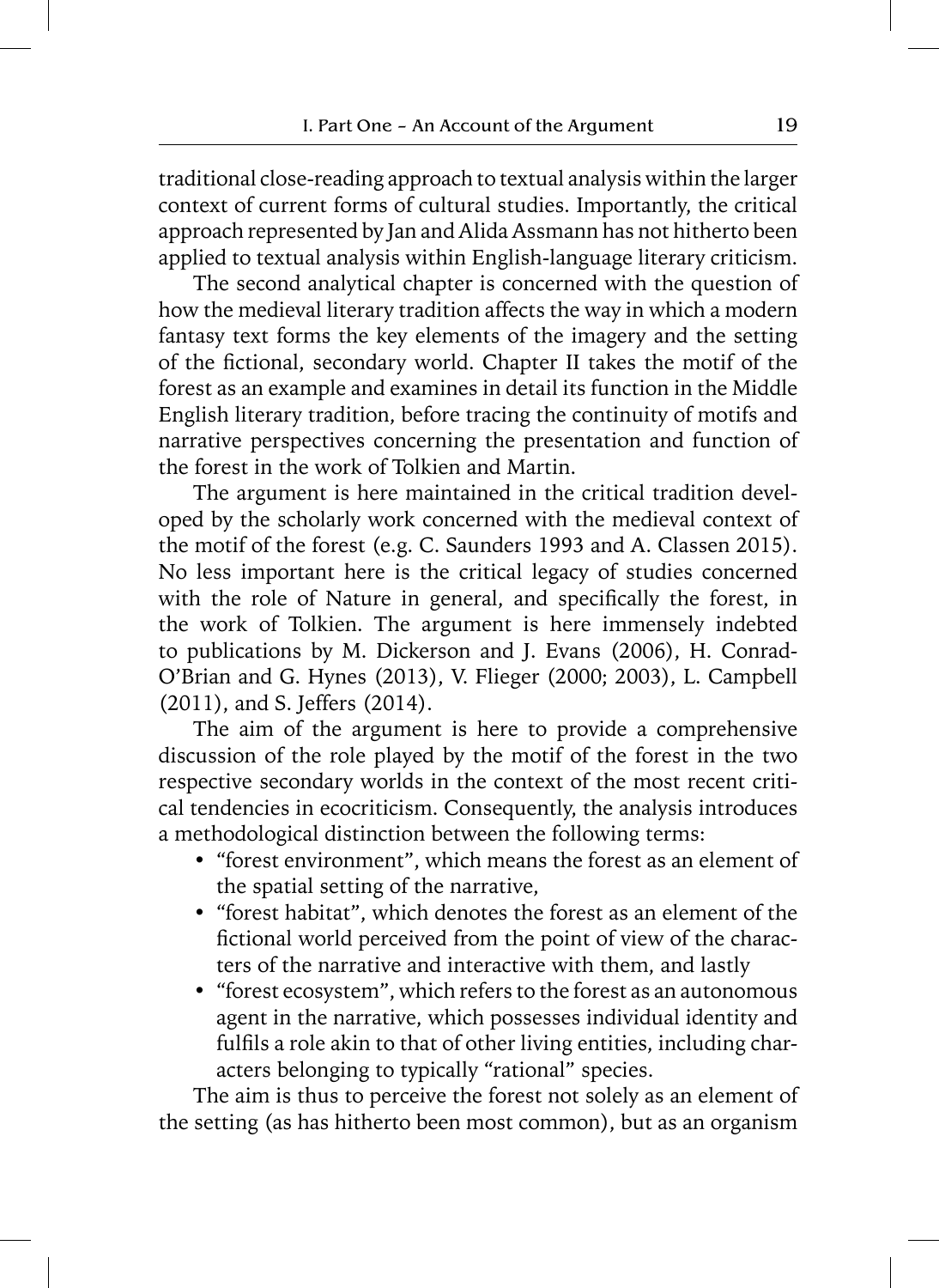traditional close-reading approach to textual analysis within the larger context of current forms of cultural studies. Importantly, the critical approach represented by Jan and Alida Assmann has not hitherto been applied to textual analysis within English-language literary criticism.

The second analytical chapter is concerned with the question of how the medieval literary tradition affects the way in which a modern fantasy text forms the key elements of the imagery and the setting of the fictional, secondary world. Chapter II takes the motif of the forest as an example and examines in detail its function in the Middle English literary tradition, before tracing the continuity of motifs and narrative perspectives concerning the presentation and function of the forest in the work of Tolkien and Martin.

The argument is here maintained in the critical tradition developed by the scholarly work concerned with the medieval context of the motif of the forest (e.g. C. Saunders 1993 and A. Classen 2015). No less important here is the critical legacy of studies concerned with the role of Nature in general, and specifically the forest, in the work of Tolkien. The argument is here immensely indebted to publications by M. Dickerson and J. Evans (2006), H. Conrad-O'Brian and G. Hynes (2013), V. Flieger (2000; 2003), L. Campbell (2011), and S. Jeffers (2014).

The aim of the argument is here to provide a comprehensive discussion of the role played by the motif of the forest in the two respective secondary worlds in the context of the most recent critical tendencies in ecocriticism. Consequently, the analysis introduces a methodological distinction between the following terms:

- "forest environment", which means the forest as an element of the spatial setting of the narrative,
- "forest habitat", which denotes the forest as an element of the fictional world perceived from the point of view of the characters of the narrative and interactive with them, and lastly
- "forest ecosystem", which refers to the forest as an autonomous agent in the narrative, which possesses individual identity and fulfils a role akin to that of other living entities, including characters belonging to typically "rational" species.

The aim is thus to perceive the forest not solely as an element of the setting (as has hitherto been most common), but as an organism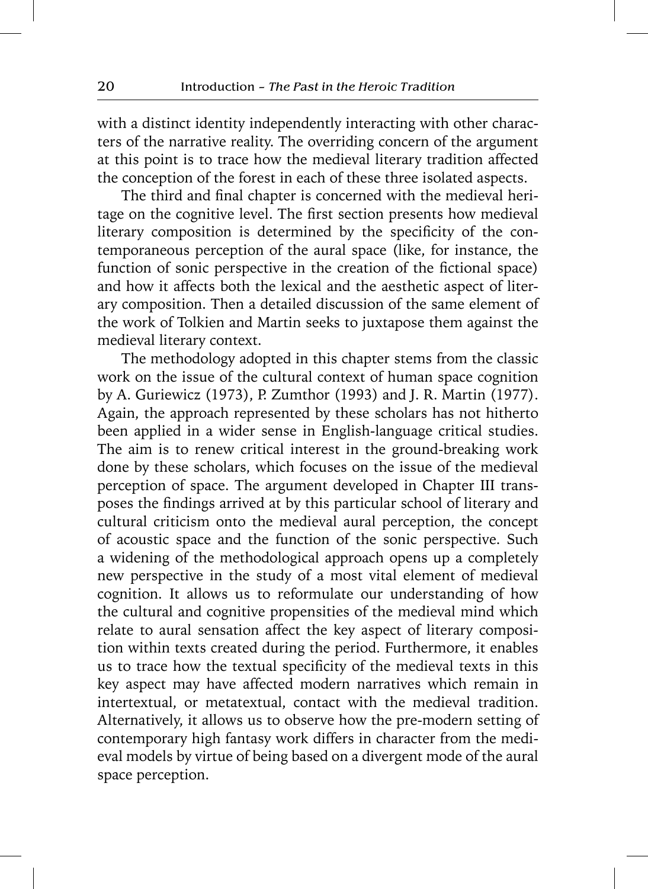with a distinct identity independently interacting with other characters of the narrative reality. The overriding concern of the argument at this point is to trace how the medieval literary tradition affected the conception of the forest in each of these three isolated aspects.

The third and final chapter is concerned with the medieval heritage on the cognitive level. The first section presents how medieval literary composition is determined by the specificity of the contemporaneous perception of the aural space (like, for instance, the function of sonic perspective in the creation of the fictional space) and how it affects both the lexical and the aesthetic aspect of literary composition. Then a detailed discussion of the same element of the work of Tolkien and Martin seeks to juxtapose them against the medieval literary context.

The methodology adopted in this chapter stems from the classic work on the issue of the cultural context of human space cognition by A. Guriewicz (1973), P. Zumthor (1993) and J. R. Martin (1977). Again, the approach represented by these scholars has not hitherto been applied in a wider sense in English-language critical studies. The aim is to renew critical interest in the ground-breaking work done by these scholars, which focuses on the issue of the medieval perception of space. The argument developed in Chapter III transposes the findings arrived at by this particular school of literary and cultural criticism onto the medieval aural perception, the concept of acoustic space and the function of the sonic perspective. Such a widening of the methodological approach opens up a completely new perspective in the study of a most vital element of medieval cognition. It allows us to reformulate our understanding of how the cultural and cognitive propensities of the medieval mind which relate to aural sensation affect the key aspect of literary composition within texts created during the period. Furthermore, it enables us to trace how the textual specificity of the medieval texts in this key aspect may have affected modern narratives which remain in intertextual, or metatextual, contact with the medieval tradition. Alternatively, it allows us to observe how the pre-modern setting of contemporary high fantasy work differs in character from the medieval models by virtue of being based on a divergent mode of the aural space perception.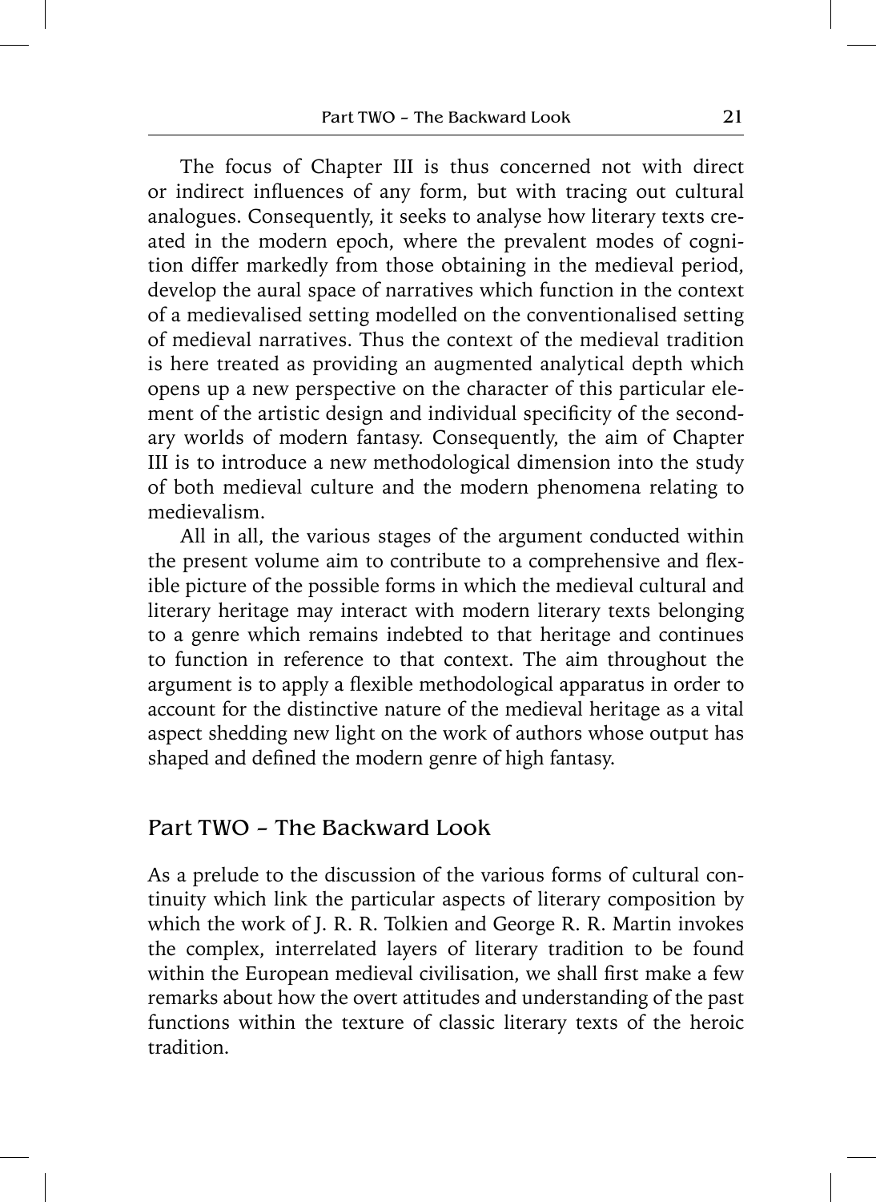The focus of Chapter III is thus concerned not with direct or indirect influences of any form, but with tracing out cultural analogues. Consequently, it seeks to analyse how literary texts created in the modern epoch, where the prevalent modes of cognition differ markedly from those obtaining in the medieval period, develop the aural space of narratives which function in the context of a medievalised setting modelled on the conventionalised setting of medieval narratives. Thus the context of the medieval tradition is here treated as providing an augmented analytical depth which opens up a new perspective on the character of this particular element of the artistic design and individual specificity of the secondary worlds of modern fantasy. Consequently, the aim of Chapter III is to introduce a new methodological dimension into the study of both medieval culture and the modern phenomena relating to medievalism.

All in all, the various stages of the argument conducted within the present volume aim to contribute to a comprehensive and flexible picture of the possible forms in which the medieval cultural and literary heritage may interact with modern literary texts belonging to a genre which remains indebted to that heritage and continues to function in reference to that context. The aim throughout the argument is to apply a flexible methodological apparatus in order to account for the distinctive nature of the medieval heritage as a vital aspect shedding new light on the work of authors whose output has shaped and defined the modern genre of high fantasy.

## Part TWO – The Backward Look

As a prelude to the discussion of the various forms of cultural continuity which link the particular aspects of literary composition by which the work of J. R. R. Tolkien and George R. R. Martin invokes the complex, interrelated layers of literary tradition to be found within the European medieval civilisation, we shall first make a few remarks about how the overt attitudes and understanding of the past functions within the texture of classic literary texts of the heroic tradition.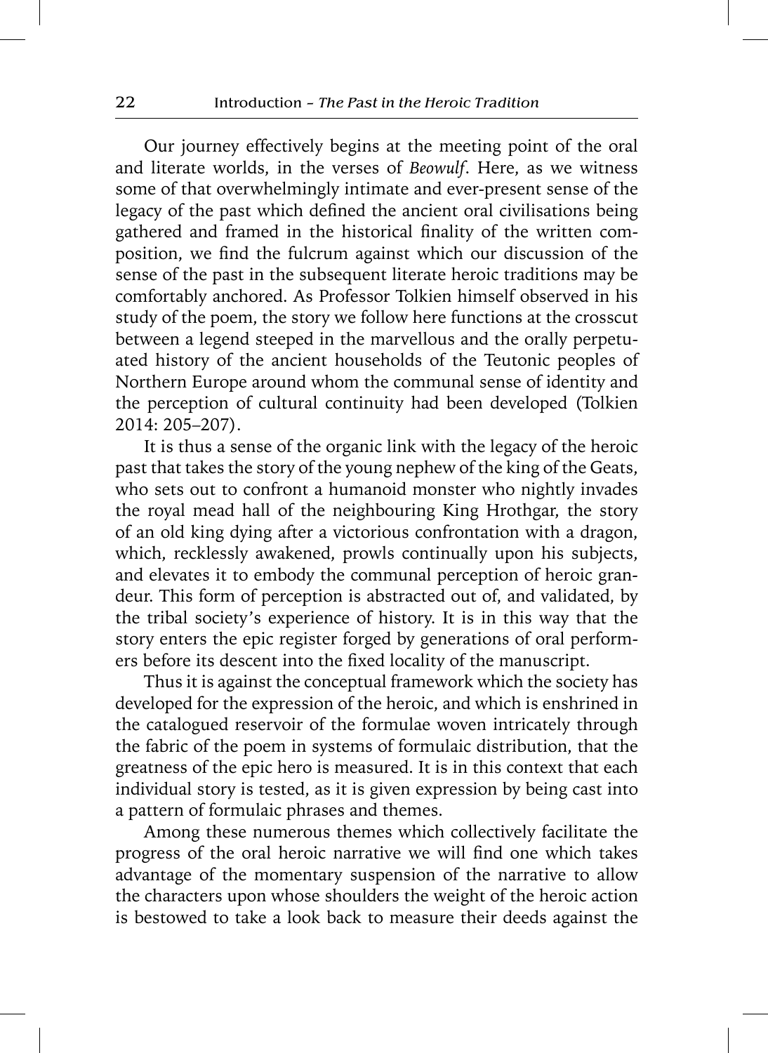Our journey effectively begins at the meeting point of the oral and literate worlds, in the verses of *Beowulf*. Here, as we witness some of that overwhelmingly intimate and ever-present sense of the legacy of the past which defined the ancient oral civilisations being gathered and framed in the historical finality of the written composition, we find the fulcrum against which our discussion of the sense of the past in the subsequent literate heroic traditions may be comfortably anchored. As Professor Tolkien himself observed in his study of the poem, the story we follow here functions at the crosscut between a legend steeped in the marvellous and the orally perpetuated history of the ancient households of the Teutonic peoples of Northern Europe around whom the communal sense of identity and the perception of cultural continuity had been developed (Tolkien 2014: 205–207).

It is thus a sense of the organic link with the legacy of the heroic past that takes the story of the young nephew of the king of the Geats, who sets out to confront a humanoid monster who nightly invades the royal mead hall of the neighbouring King Hrothgar, the story of an old king dying after a victorious confrontation with a dragon, which, recklessly awakened, prowls continually upon his subjects, and elevates it to embody the communal perception of heroic grandeur. This form of perception is abstracted out of, and validated, by the tribal society's experience of history. It is in this way that the story enters the epic register forged by generations of oral performers before its descent into the fixed locality of the manuscript.

Thus it is against the conceptual framework which the society has developed for the expression of the heroic, and which is enshrined in the catalogued reservoir of the formulae woven intricately through the fabric of the poem in systems of formulaic distribution, that the greatness of the epic hero is measured. It is in this context that each individual story is tested, as it is given expression by being cast into a pattern of formulaic phrases and themes.

Among these numerous themes which collectively facilitate the progress of the oral heroic narrative we will find one which takes advantage of the momentary suspension of the narrative to allow the characters upon whose shoulders the weight of the heroic action is bestowed to take a look back to measure their deeds against the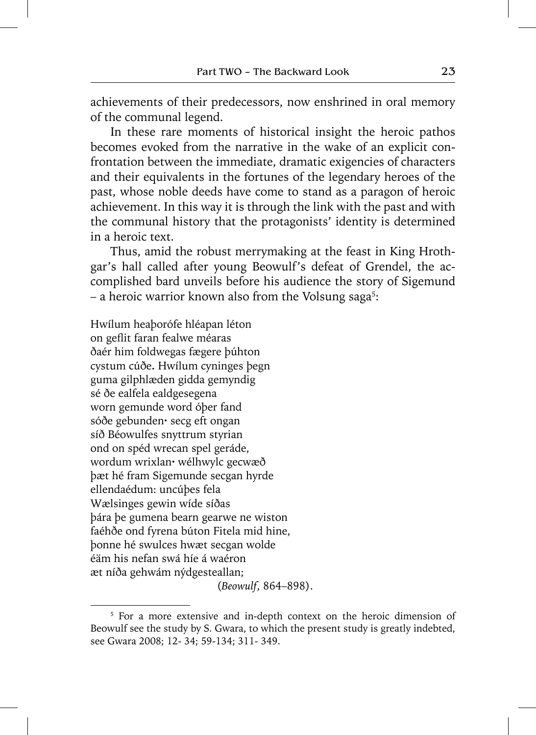achievements of their predecessors, now enshrined in oral memory of the communal legend.

In these rare moments of historical insight the heroic pathos becomes evoked from the narrative in the wake of an explicit confrontation between the immediate, dramatic exigencies of characters and their equivalents in the fortunes of the legendary heroes of the past, whose noble deeds have come to stand as a paragon of heroic achievement. In this way it is through the link with the past and with the communal history that the protagonists' identity is determined in a heroic text.

Thus, amid the robust merrymaking at the feast in King Hrothgar's hall called after young Beowulf's defeat of Grendel, the accomplished bard unveils before his audience the story of Sigemund – a heroic warrior known also from the Volsung saga[5]:

Hwílum heaþorófe hléapan léton  
on geflit faran fealwe méaras  
ðaér him foldwegas fægere þúhton  
cystum cúðe. Hwílum cyninges þegn  
guma gilphlæden gidda gemyndig  
sé ðe ealfela ealdgesegena  
worn gemunde word óþer fand  
sóðe gebunden· secg eft ongan  
síð Béowulfes snyttrum styrian  
ond on spéd wrecan spel geráde,  
wordum wrixlan· wélhwylc gecwæð  
þæt hé fram Sigemunde secgan hyrde  
ellendaédum: uncúþes fela  
Wælsinges gewin wíde síðas  
þára þe gumena bearn gearwe ne wiston  
faéhðe ond fyrena búton Fitela mid hine,  
þonne hé swulces hwæt secgan wolde  
éäm his nefan swá híe á waéron  
æt níða gehwám nýdgesteallan;

(*Beowulf*, 864–898).

---

[5] For a more extensive and in-depth context on the heroic dimension of Beowulf see the study by S. Gwara, to which the present study is greatly indebted, see Gwara 2008; 12- 34; 59-134; 311- 349.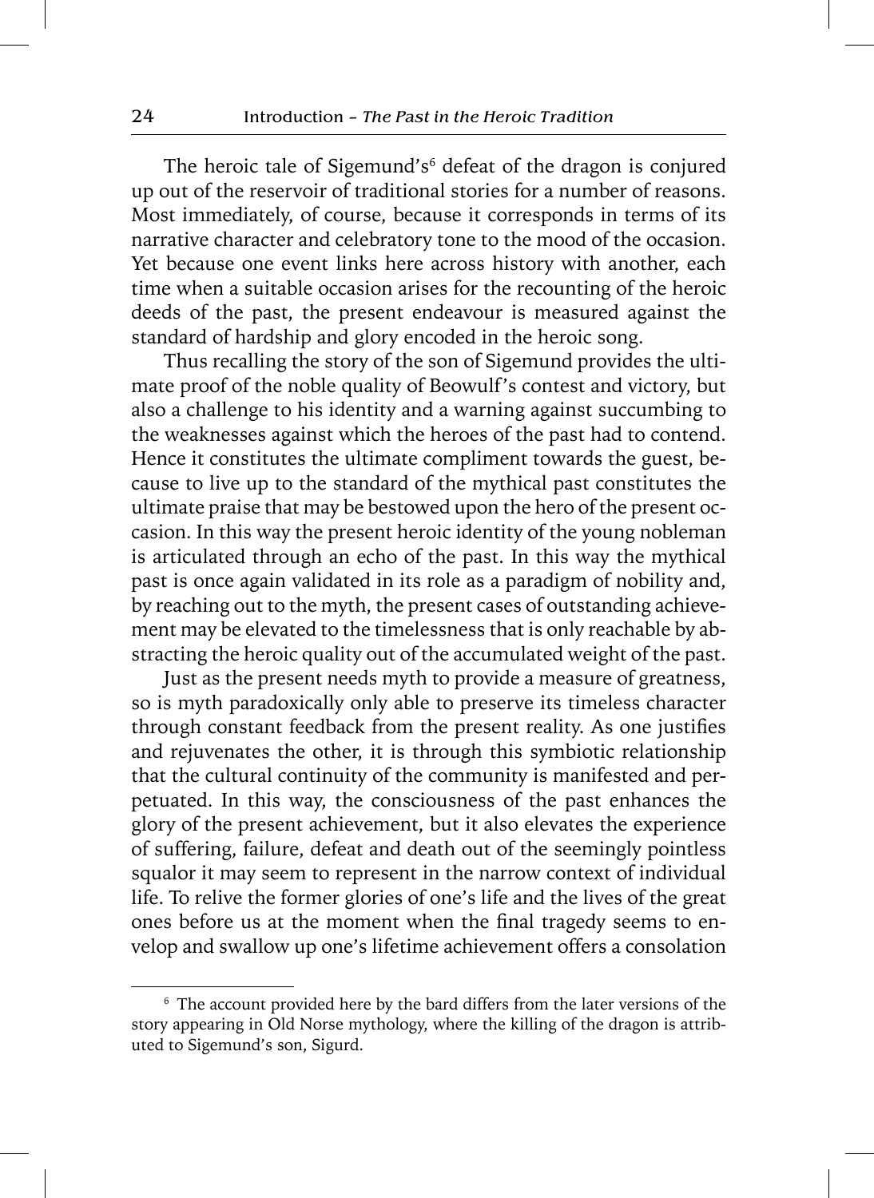The heroic tale of Sigemund's[6] defeat of the dragon is conjured up out of the reservoir of traditional stories for a number of reasons. Most immediately, of course, because it corresponds in terms of its narrative character and celebratory tone to the mood of the occasion. Yet because one event links here across history with another, each time when a suitable occasion arises for the recounting of the heroic deeds of the past, the present endeavour is measured against the standard of hardship and glory encoded in the heroic song.

Thus recalling the story of the son of Sigemund provides the ultimate proof of the noble quality of Beowulf's contest and victory, but also a challenge to his identity and a warning against succumbing to the weaknesses against which the heroes of the past had to contend. Hence it constitutes the ultimate compliment towards the guest, because to live up to the standard of the mythical past constitutes the ultimate praise that may be bestowed upon the hero of the present occasion. In this way the present heroic identity of the young nobleman is articulated through an echo of the past. In this way the mythical past is once again validated in its role as a paradigm of nobility and, by reaching out to the myth, the present cases of outstanding achievement may be elevated to the timelessness that is only reachable by abstracting the heroic quality out of the accumulated weight of the past.

Just as the present needs myth to provide a measure of greatness, so is myth paradoxically only able to preserve its timeless character through constant feedback from the present reality. As one justifies and rejuvenates the other, it is through this symbiotic relationship that the cultural continuity of the community is manifested and perpetuated. In this way, the consciousness of the past enhances the glory of the present achievement, but it also elevates the experience of suffering, failure, defeat and death out of the seemingly pointless squalor it may seem to represent in the narrow context of individual life. To relive the former glories of one's life and the lives of the great ones before us at the moment when the final tragedy seems to envelop and swallow up one's lifetime achievement offers a consolation

[6] The account provided here by the bard differs from the later versions of the story appearing in Old Norse mythology, where the killing of the dragon is attributed to Sigemund's son, Sigurd.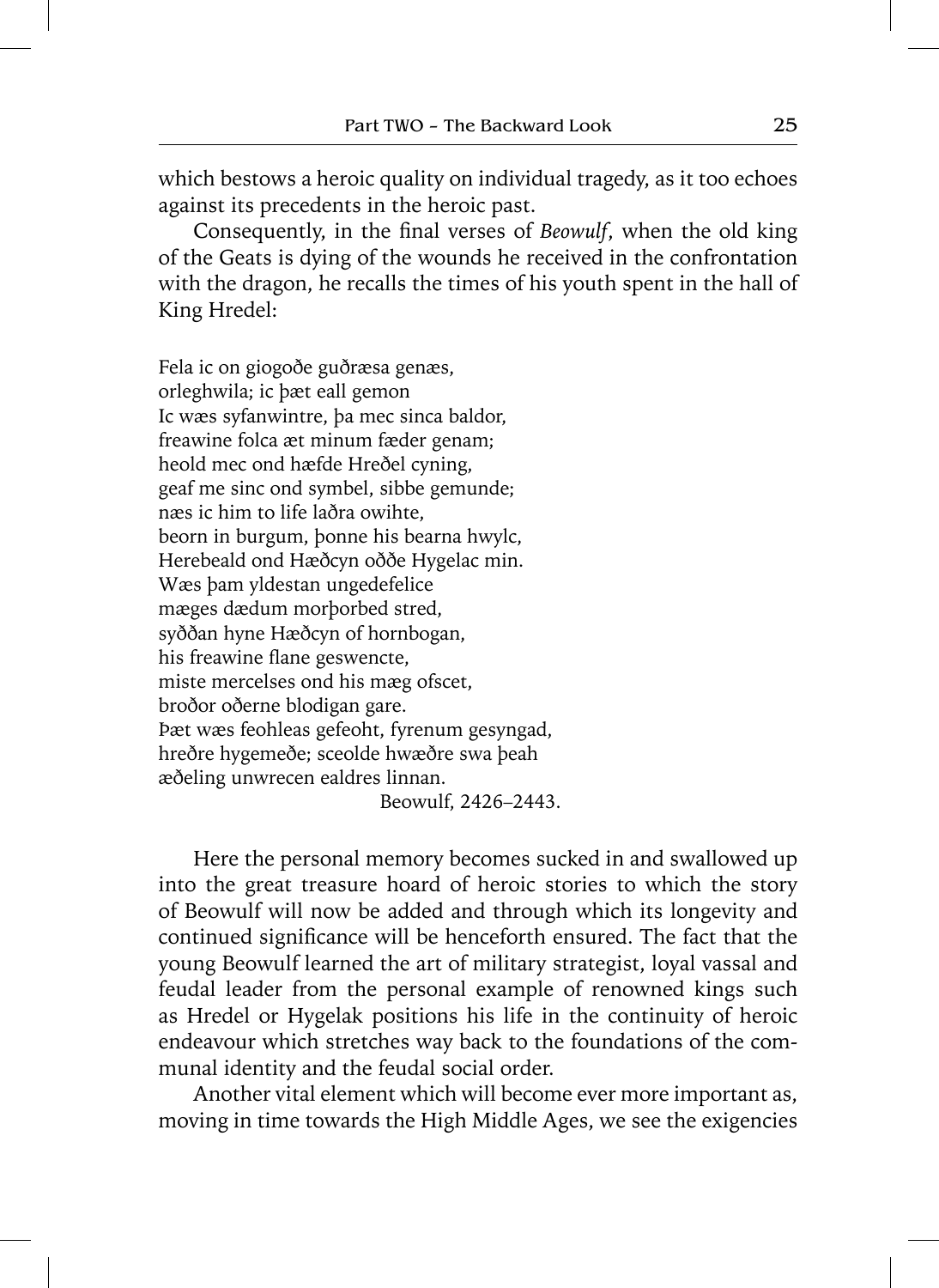which bestows a heroic quality on individual tragedy, as it too echoes against its precedents in the heroic past.

Consequently, in the final verses of *Beowulf*, when the old king of the Geats is dying of the wounds he received in the confrontation with the dragon, he recalls the times of his youth spent in the hall of King Hredel:

Fela ic on giogoðe guðræsa genæs,  
orleghwila; ic þæt eall gemon  
Ic wæs syfanwintre, þa mec sinca baldor,  
freawine folca æt minum fæder genam;  
heold mec ond hæfde Hreðel cyning,  
geaf me sinc ond symbel, sibbe gemunde;  
næs ic him to life laðra owihte,  
beorn in burgum, þonne his bearna hwylc,  
Herebeald ond Hæðcyn oððe Hygelac min.  
Wæs þam yldestan ungedefelice  
mæges dædum morþorbed stred,  
syððan hyne Hæðcyn of hornbogan,  
his freawine flane geswencte,  
miste mercelses ond his mæg ofscet,  
broðor oðerne blodigan gare.  
Þæt wæs feohleas gefeoht, fyrenum gesyngad,  
hreðre hygemeðe; sceolde hwæðre swa þeah  
æðeling unwrecen ealdres linnan.

Beowulf, 2426–2443.

Here the personal memory becomes sucked in and swallowed up into the great treasure hoard of heroic stories to which the story of Beowulf will now be added and through which its longevity and continued significance will be henceforth ensured. The fact that the young Beowulf learned the art of military strategist, loyal vassal and feudal leader from the personal example of renowned kings such as Hredel or Hygelak positions his life in the continuity of heroic endeavour which stretches way back to the foundations of the communal identity and the feudal social order.

Another vital element which will become ever more important as, moving in time towards the High Middle Ages, we see the exigencies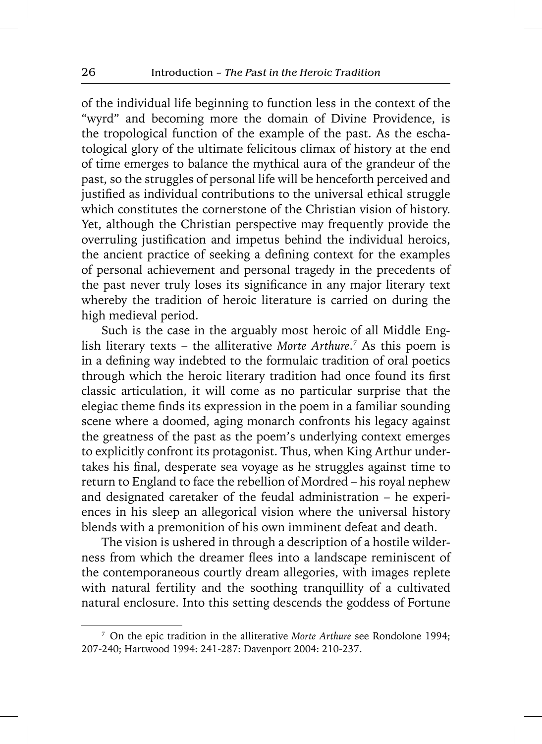of the individual life beginning to function less in the context of the "wyrd" and becoming more the domain of Divine Providence, is the tropological function of the example of the past. As the eschatological glory of the ultimate felicitous climax of history at the end of time emerges to balance the mythical aura of the grandeur of the past, so the struggles of personal life will be henceforth perceived and justified as individual contributions to the universal ethical struggle which constitutes the cornerstone of the Christian vision of history. Yet, although the Christian perspective may frequently provide the overruling justification and impetus behind the individual heroics, the ancient practice of seeking a defining context for the examples of personal achievement and personal tragedy in the precedents of the past never truly loses its significance in any major literary text whereby the tradition of heroic literature is carried on during the high medieval period.

Such is the case in the arguably most heroic of all Middle English literary texts – the alliterative *Morte Arthure*.[7] As this poem is in a defining way indebted to the formulaic tradition of oral poetics through which the heroic literary tradition had once found its first classic articulation, it will come as no particular surprise that the elegiac theme finds its expression in the poem in a familiar sounding scene where a doomed, aging monarch confronts his legacy against the greatness of the past as the poem's underlying context emerges to explicitly confront its protagonist. Thus, when King Arthur undertakes his final, desperate sea voyage as he struggles against time to return to England to face the rebellion of Mordred – his royal nephew and designated caretaker of the feudal administration – he experiences in his sleep an allegorical vision where the universal history blends with a premonition of his own imminent defeat and death.

The vision is ushered in through a description of a hostile wilderness from which the dreamer flees into a landscape reminiscent of the contemporaneous courtly dream allegories, with images replete with natural fertility and the soothing tranquillity of a cultivated natural enclosure. Into this setting descends the goddess of Fortune

---

[7] On the epic tradition in the alliterative *Morte Arthure* see Rondolone 1994; 207-240; Hartwood 1994: 241-287: Davenport 2004: 210-237.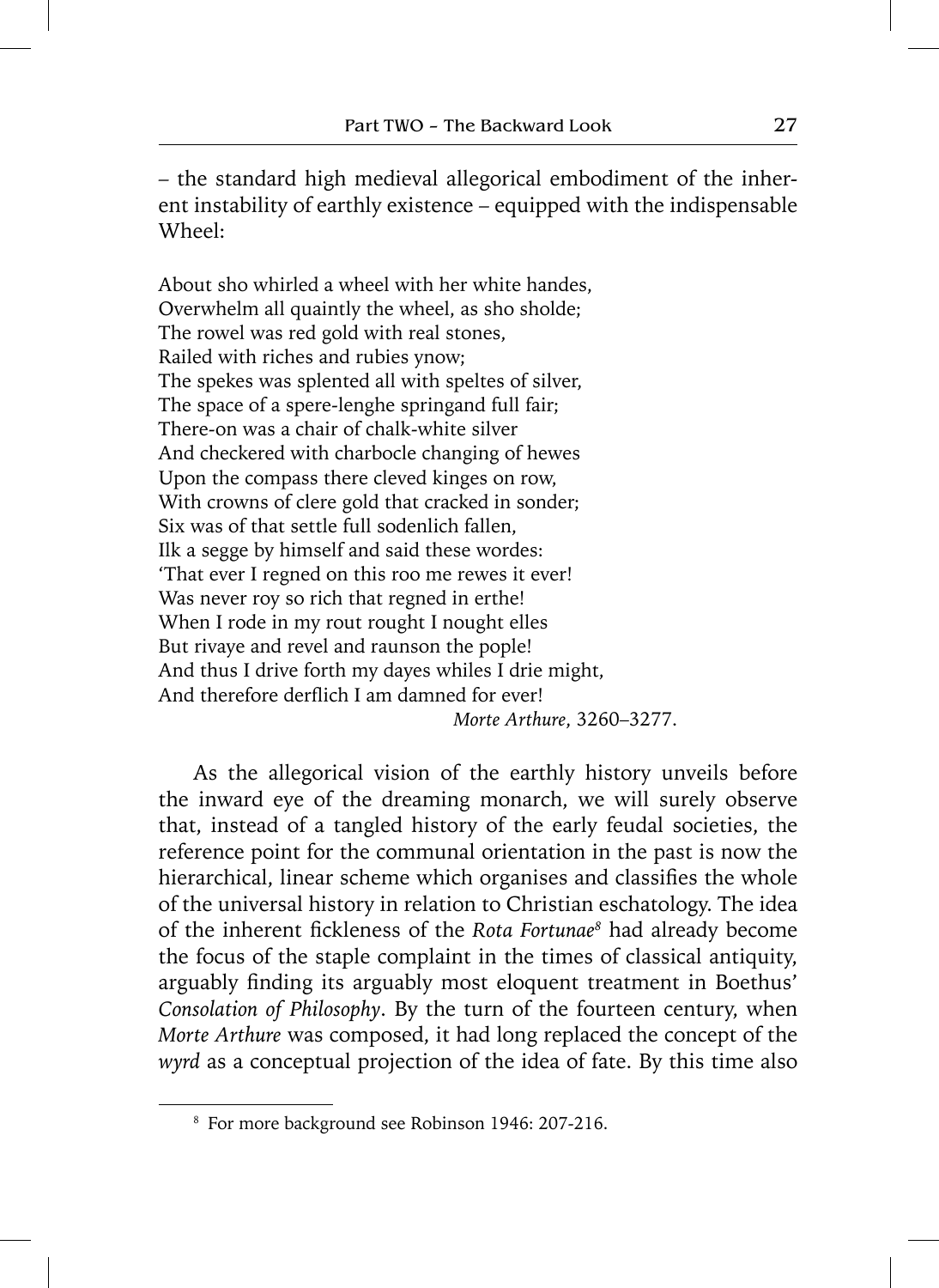– the standard high medieval allegorical embodiment of the inherent instability of earthly existence – equipped with the indispensable Wheel:

About sho whirled a wheel with her white handes,  
Overwhelm all quaintly the wheel, as sho sholde;  
The rowel was red gold with real stones,  
Railed with riches and rubies ynow;  
The spekes was splented all with speltes of silver,  
The space of a spere-lenghe springand full fair;  
There-on was a chair of chalk-white silver  
And checkered with charbocle changing of hewes  
Upon the compass there cleved kinges on row,  
With crowns of clere gold that cracked in sonder;  
Six was of that settle full sodenlich fallen,  
Ilk a segge by himself and said these wordes:  
'That ever I regned on this roo me rewes it ever!  
Was never roy so rich that regned in erthe!  
When I rode in my rout rought I nought elles  
But rivaye and revel and raunson the pople!  
And thus I drive forth my dayes whiles I drie might,  
And therefore derflich I am damned for ever!

*Morte Arthure*, 3260–3277.

As the allegorical vision of the earthly history unveils before the inward eye of the dreaming monarch, we will surely observe that, instead of a tangled history of the early feudal societies, the reference point for the communal orientation in the past is now the hierarchical, linear scheme which organises and classifies the whole of the universal history in relation to Christian eschatology. The idea of the inherent fickleness of the *Rota Fortunae*[8] had already become the focus of the staple complaint in the times of classical antiquity, arguably finding its arguably most eloquent treatment in Boethus' *Consolation of Philosophy*. By the turn of the fourteen century, when *Morte Arthure* was composed, it had long replaced the concept of the *wyrd* as a conceptual projection of the idea of fate. By this time also

[8] For more background see Robinson 1946: 207-216.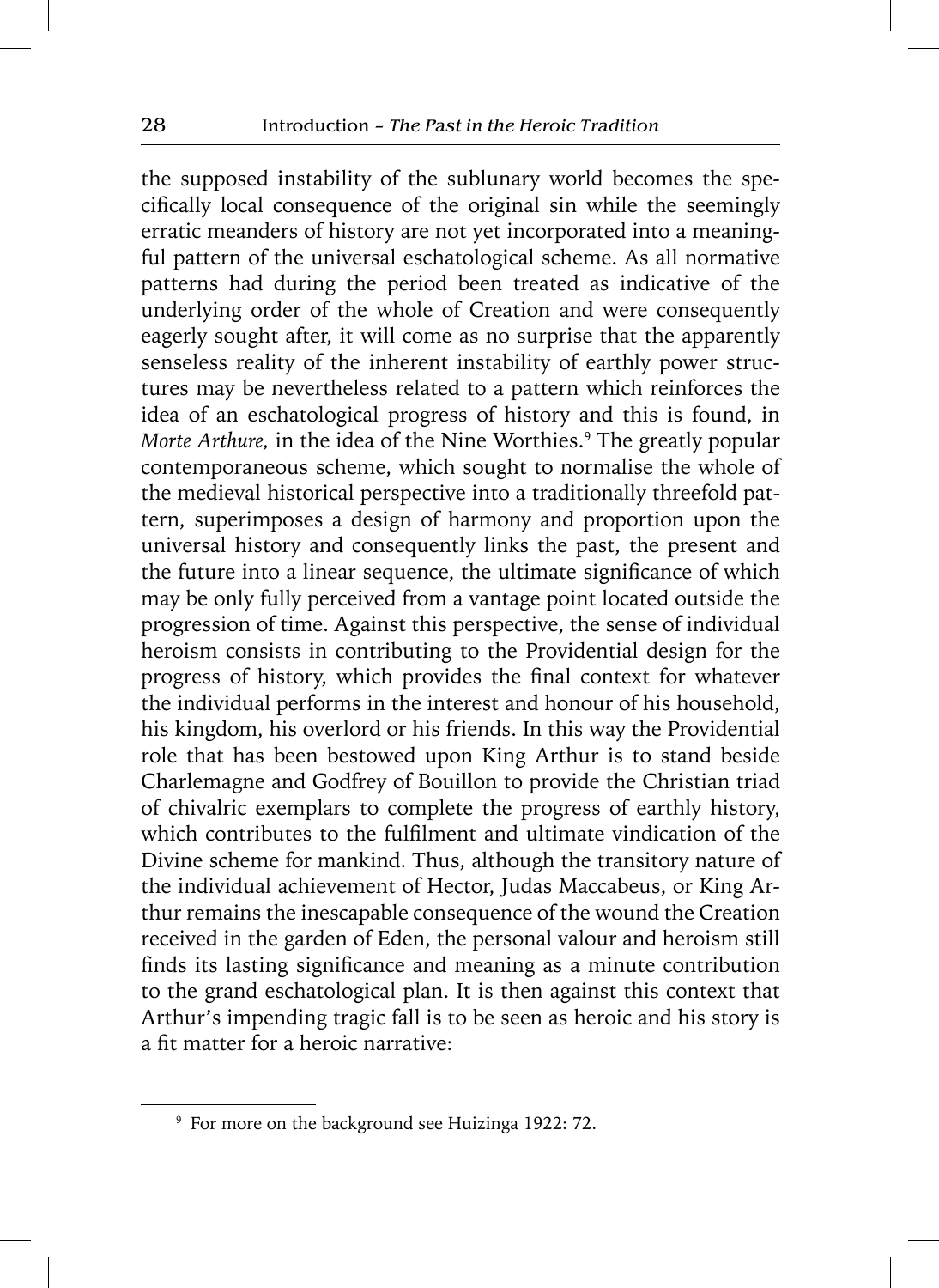the supposed instability of the sublunary world becomes the specifically local consequence of the original sin while the seemingly erratic meanders of history are not yet incorporated into a meaningful pattern of the universal eschatological scheme. As all normative patterns had during the period been treated as indicative of the underlying order of the whole of Creation and were consequently eagerly sought after, it will come as no surprise that the apparently senseless reality of the inherent instability of earthly power structures may be nevertheless related to a pattern which reinforces the idea of an eschatological progress of history and this is found, in *Morte Arthure,* in the idea of the Nine Worthies.[9] The greatly popular contemporaneous scheme, which sought to normalise the whole of the medieval historical perspective into a traditionally threefold pattern, superimposes a design of harmony and proportion upon the universal history and consequently links the past, the present and the future into a linear sequence, the ultimate significance of which may be only fully perceived from a vantage point located outside the progression of time. Against this perspective, the sense of individual heroism consists in contributing to the Providential design for the progress of history, which provides the final context for whatever the individual performs in the interest and honour of his household, his kingdom, his overlord or his friends. In this way the Providential role that has been bestowed upon King Arthur is to stand beside Charlemagne and Godfrey of Bouillon to provide the Christian triad of chivalric exemplars to complete the progress of earthly history, which contributes to the fulfilment and ultimate vindication of the Divine scheme for mankind. Thus, although the transitory nature of the individual achievement of Hector, Judas Maccabeus, or King Arthur remains the inescapable consequence of the wound the Creation received in the garden of Eden, the personal valour and heroism still finds its lasting significance and meaning as a minute contribution to the grand eschatological plan. It is then against this context that Arthur's impending tragic fall is to be seen as heroic and his story is a fit matter for a heroic narrative:

---

[9] For more on the background see Huizinga 1922: 72.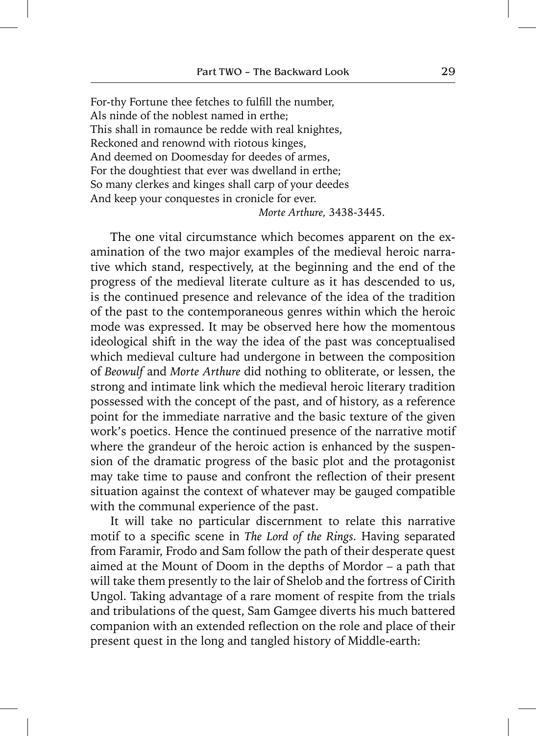For-thy Fortune thee fetches to fulfill the number,
Als ninde of the noblest named in erthe;
This shall in romaunce be redde with real knightes,
Reckoned and renownd with riotous kinges,
And deemed on Doomesday for deedes of armes,
For the doughtiest that ever was dwelland in erthe;
So many clerkes and kinges shall carp of your deedes
And keep your conquestes in cronicle for ever.

*Morte Arthure,* 3438-3445.

The one vital circumstance which becomes apparent on the examination of the two major examples of the medieval heroic narrative which stand, respectively, at the beginning and the end of the progress of the medieval literate culture as it has descended to us, is the continued presence and relevance of the idea of the tradition of the past to the contemporaneous genres within which the heroic mode was expressed. It may be observed here how the momentous ideological shift in the way the idea of the past was conceptualised which medieval culture had undergone in between the composition of *Beowulf* and *Morte Arthure* did nothing to obliterate, or lessen, the strong and intimate link which the medieval heroic literary tradition possessed with the concept of the past, and of history, as a reference point for the immediate narrative and the basic texture of the given work's poetics. Hence the continued presence of the narrative motif where the grandeur of the heroic action is enhanced by the suspension of the dramatic progress of the basic plot and the protagonist may take time to pause and confront the reflection of their present situation against the context of whatever may be gauged compatible with the communal experience of the past.

It will take no particular discernment to relate this narrative motif to a specific scene in *The Lord of the Rings*. Having separated from Faramir, Frodo and Sam follow the path of their desperate quest aimed at the Mount of Doom in the depths of Mordor – a path that will take them presently to the lair of Shelob and the fortress of Cirith Ungol. Taking advantage of a rare moment of respite from the trials and tribulations of the quest, Sam Gamgee diverts his much battered companion with an extended reflection on the role and place of their present quest in the long and tangled history of Middle-earth: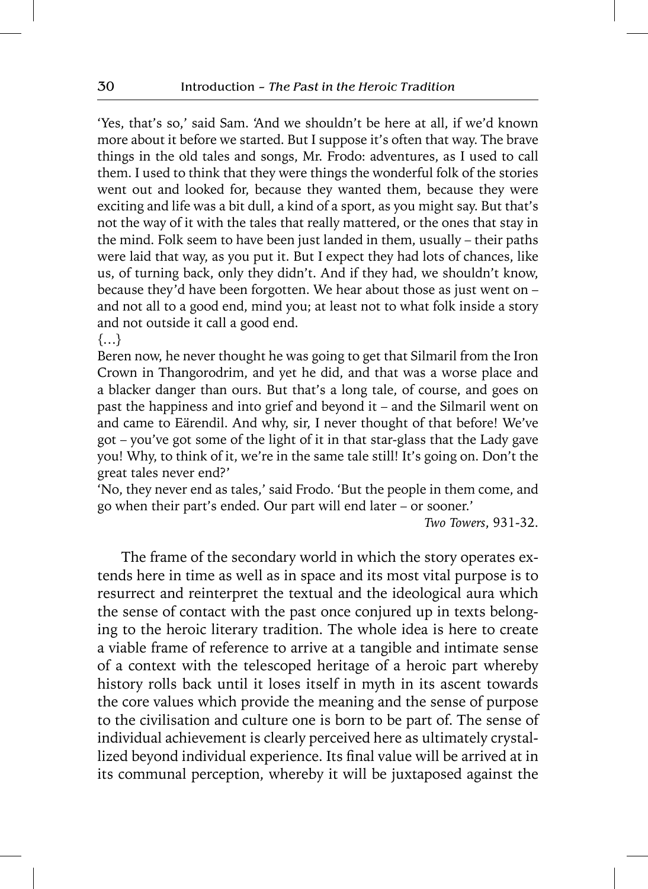'Yes, that's so,' said Sam. 'And we shouldn't be here at all, if we'd known more about it before we started. But I suppose it's often that way. The brave things in the old tales and songs, Mr. Frodo: adventures, as I used to call them. I used to think that they were things the wonderful folk of the stories went out and looked for, because they wanted them, because they were exciting and life was a bit dull, a kind of a sport, as you might say. But that's not the way of it with the tales that really mattered, or the ones that stay in the mind. Folk seem to have been just landed in them, usually – their paths were laid that way, as you put it. But I expect they had lots of chances, like us, of turning back, only they didn't. And if they had, we shouldn't know, because they'd have been forgotten. We hear about those as just went on – and not all to a good end, mind you; at least not to what folk inside a story and not outside it call a good end.

{…}

Beren now, he never thought he was going to get that Silmaril from the Iron Crown in Thangorodrim, and yet he did, and that was a worse place and a blacker danger than ours. But that's a long tale, of course, and goes on past the happiness and into grief and beyond it – and the Silmaril went on and came to Eärendil. And why, sir, I never thought of that before! We've got – you've got some of the light of it in that star-glass that the Lady gave you! Why, to think of it, we're in the same tale still! It's going on. Don't the great tales never end?'

'No, they never end as tales,' said Frodo. 'But the people in them come, and go when their part's ended. Our part will end later – or sooner.'

*Two Towers*, 931-32.

The frame of the secondary world in which the story operates extends here in time as well as in space and its most vital purpose is to resurrect and reinterpret the textual and the ideological aura which the sense of contact with the past once conjured up in texts belonging to the heroic literary tradition. The whole idea is here to create a viable frame of reference to arrive at a tangible and intimate sense of a context with the telescoped heritage of a heroic part whereby history rolls back until it loses itself in myth in its ascent towards the core values which provide the meaning and the sense of purpose to the civilisation and culture one is born to be part of. The sense of individual achievement is clearly perceived here as ultimately crystallized beyond individual experience. Its final value will be arrived at in its communal perception, whereby it will be juxtaposed against the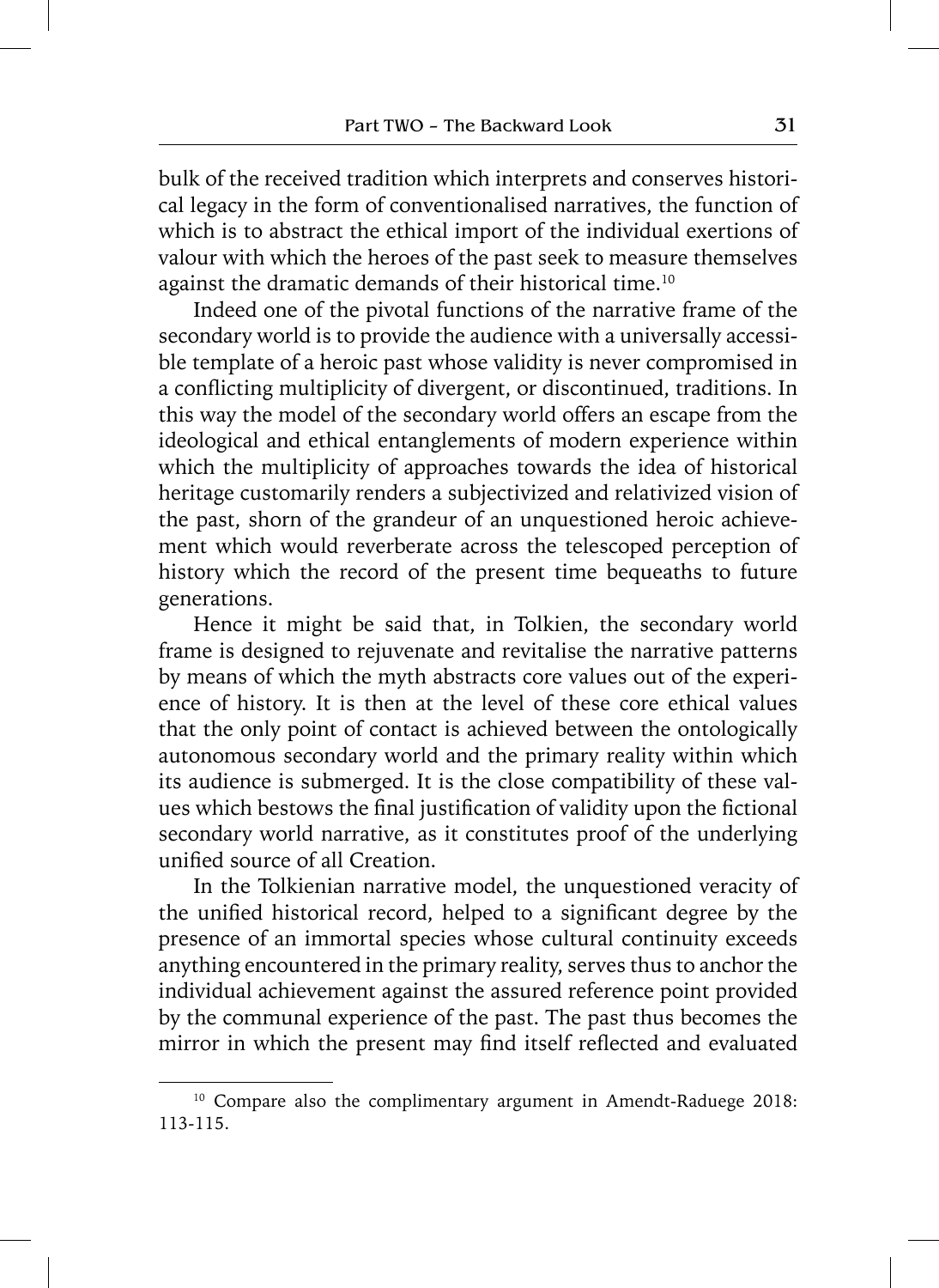bulk of the received tradition which interprets and conserves historical legacy in the form of conventionalised narratives, the function of which is to abstract the ethical import of the individual exertions of valour with which the heroes of the past seek to measure themselves against the dramatic demands of their historical time.[10]

Indeed one of the pivotal functions of the narrative frame of the secondary world is to provide the audience with a universally accessible template of a heroic past whose validity is never compromised in a conflicting multiplicity of divergent, or discontinued, traditions. In this way the model of the secondary world offers an escape from the ideological and ethical entanglements of modern experience within which the multiplicity of approaches towards the idea of historical heritage customarily renders a subjectivized and relativized vision of the past, shorn of the grandeur of an unquestioned heroic achievement which would reverberate across the telescoped perception of history which the record of the present time bequeaths to future generations.

Hence it might be said that, in Tolkien, the secondary world frame is designed to rejuvenate and revitalise the narrative patterns by means of which the myth abstracts core values out of the experience of history. It is then at the level of these core ethical values that the only point of contact is achieved between the ontologically autonomous secondary world and the primary reality within which its audience is submerged. It is the close compatibility of these values which bestows the final justification of validity upon the fictional secondary world narrative, as it constitutes proof of the underlying unified source of all Creation.

In the Tolkienian narrative model, the unquestioned veracity of the unified historical record, helped to a significant degree by the presence of an immortal species whose cultural continuity exceeds anything encountered in the primary reality, serves thus to anchor the individual achievement against the assured reference point provided by the communal experience of the past. The past thus becomes the mirror in which the present may find itself reflected and evaluated

---

[10] Compare also the complimentary argument in Amendt-Raduege 2018: 113-115.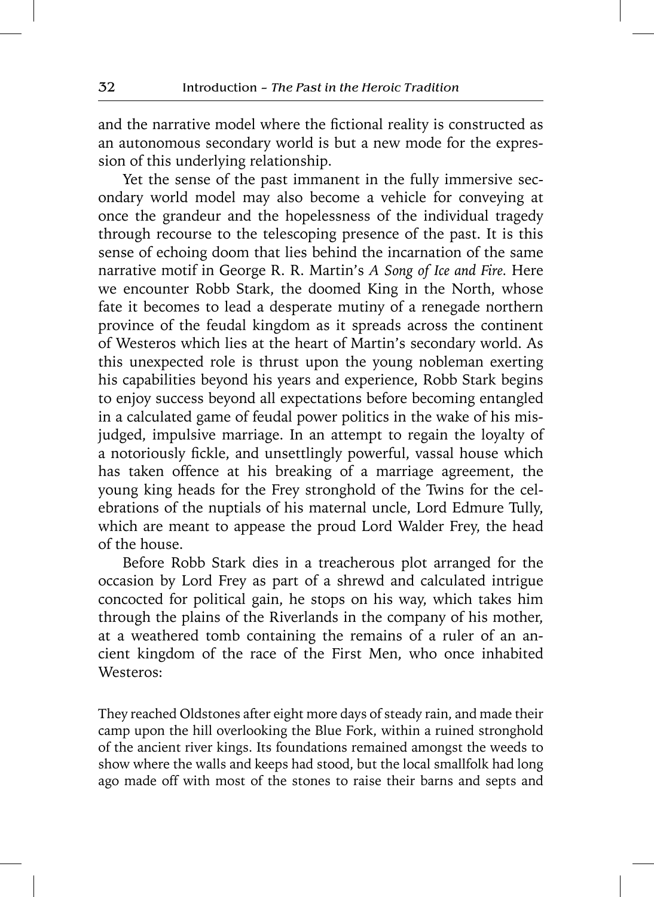and the narrative model where the fictional reality is constructed as an autonomous secondary world is but a new mode for the expression of this underlying relationship.

Yet the sense of the past immanent in the fully immersive secondary world model may also become a vehicle for conveying at once the grandeur and the hopelessness of the individual tragedy through recourse to the telescoping presence of the past. It is this sense of echoing doom that lies behind the incarnation of the same narrative motif in George R. R. Martin's *A Song of Ice and Fire*. Here we encounter Robb Stark, the doomed King in the North, whose fate it becomes to lead a desperate mutiny of a renegade northern province of the feudal kingdom as it spreads across the continent of Westeros which lies at the heart of Martin's secondary world. As this unexpected role is thrust upon the young nobleman exerting his capabilities beyond his years and experience, Robb Stark begins to enjoy success beyond all expectations before becoming entangled in a calculated game of feudal power politics in the wake of his misjudged, impulsive marriage. In an attempt to regain the loyalty of a notoriously fickle, and unsettlingly powerful, vassal house which has taken offence at his breaking of a marriage agreement, the young king heads for the Frey stronghold of the Twins for the celebrations of the nuptials of his maternal uncle, Lord Edmure Tully, which are meant to appease the proud Lord Walder Frey, the head of the house.

Before Robb Stark dies in a treacherous plot arranged for the occasion by Lord Frey as part of a shrewd and calculated intrigue concocted for political gain, he stops on his way, which takes him through the plains of the Riverlands in the company of his mother, at a weathered tomb containing the remains of a ruler of an ancient kingdom of the race of the First Men, who once inhabited Westeros:

They reached Oldstones after eight more days of steady rain, and made their camp upon the hill overlooking the Blue Fork, within a ruined stronghold of the ancient river kings. Its foundations remained amongst the weeds to show where the walls and keeps had stood, but the local smallfolk had long ago made off with most of the stones to raise their barns and septs and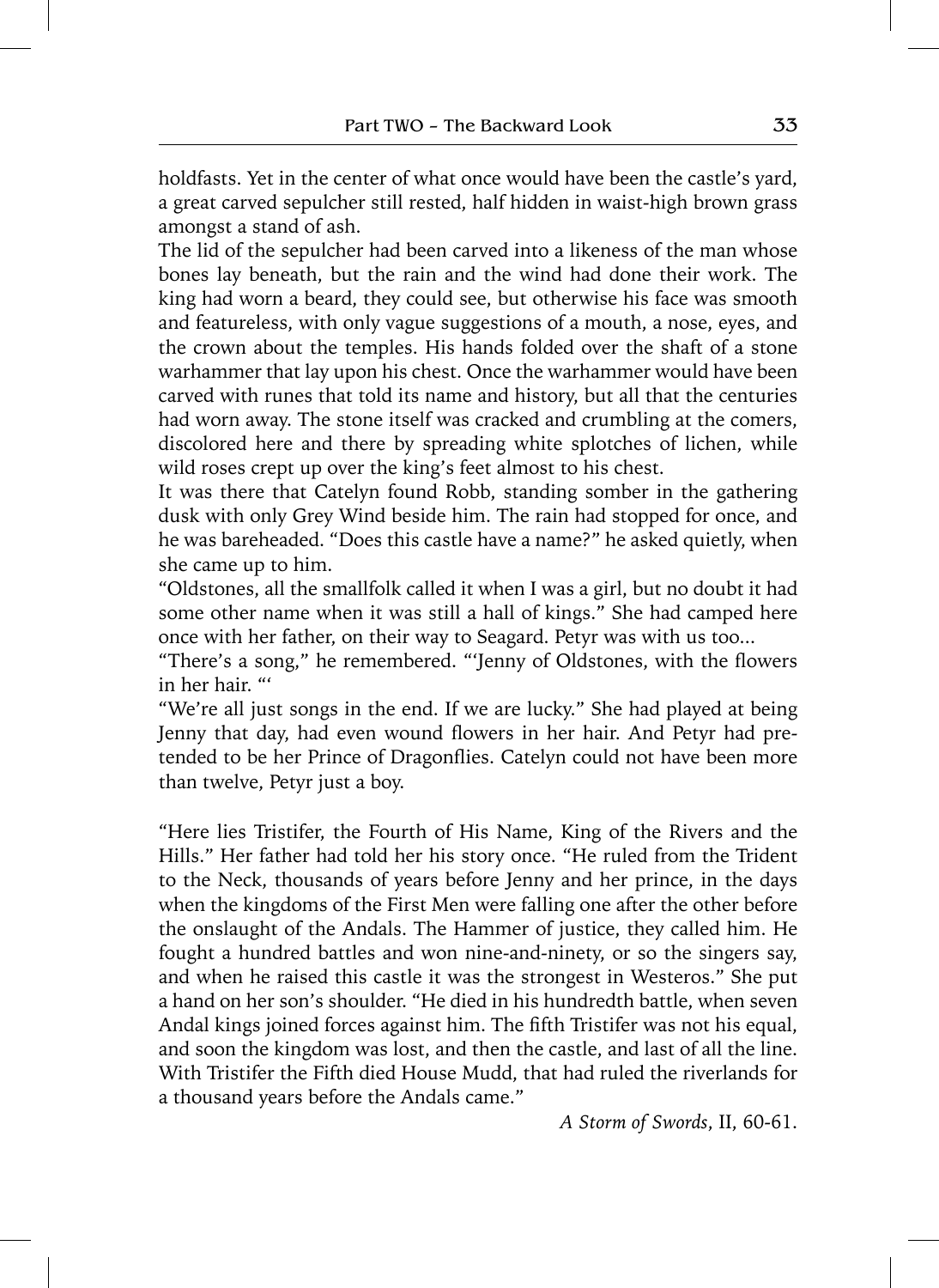holdfasts. Yet in the center of what once would have been the castle's yard, a great carved sepulcher still rested, half hidden in waist-high brown grass amongst a stand of ash.

The lid of the sepulcher had been carved into a likeness of the man whose bones lay beneath, but the rain and the wind had done their work. The king had worn a beard, they could see, but otherwise his face was smooth and featureless, with only vague suggestions of a mouth, a nose, eyes, and the crown about the temples. His hands folded over the shaft of a stone warhammer that lay upon his chest. Once the warhammer would have been carved with runes that told its name and history, but all that the centuries had worn away. The stone itself was cracked and crumbling at the comers, discolored here and there by spreading white splotches of lichen, while wild roses crept up over the king's feet almost to his chest.

It was there that Catelyn found Robb, standing somber in the gathering dusk with only Grey Wind beside him. The rain had stopped for once, and he was bareheaded. "Does this castle have a name?" he asked quietly, when she came up to him.

"Oldstones, all the smallfolk called it when I was a girl, but no doubt it had some other name when it was still a hall of kings." She had camped here once with her father, on their way to Seagard. Petyr was with us too...

"There's a song," he remembered. "'Jenny of Oldstones, with the flowers in her hair. "'

"We're all just songs in the end. If we are lucky." She had played at being Jenny that day, had even wound flowers in her hair. And Petyr had pretended to be her Prince of Dragonflies. Catelyn could not have been more than twelve, Petyr just a boy.

"Here lies Tristifer, the Fourth of His Name, King of the Rivers and the Hills." Her father had told her his story once. "He ruled from the Trident to the Neck, thousands of years before Jenny and her prince, in the days when the kingdoms of the First Men were falling one after the other before the onslaught of the Andals. The Hammer of justice, they called him. He fought a hundred battles and won nine-and-ninety, or so the singers say, and when he raised this castle it was the strongest in Westeros." She put a hand on her son's shoulder. "He died in his hundredth battle, when seven Andal kings joined forces against him. The fifth Tristifer was not his equal, and soon the kingdom was lost, and then the castle, and last of all the line. With Tristifer the Fifth died House Mudd, that had ruled the riverlands for a thousand years before the Andals came."

*A Storm of Swords*, II, 60-61.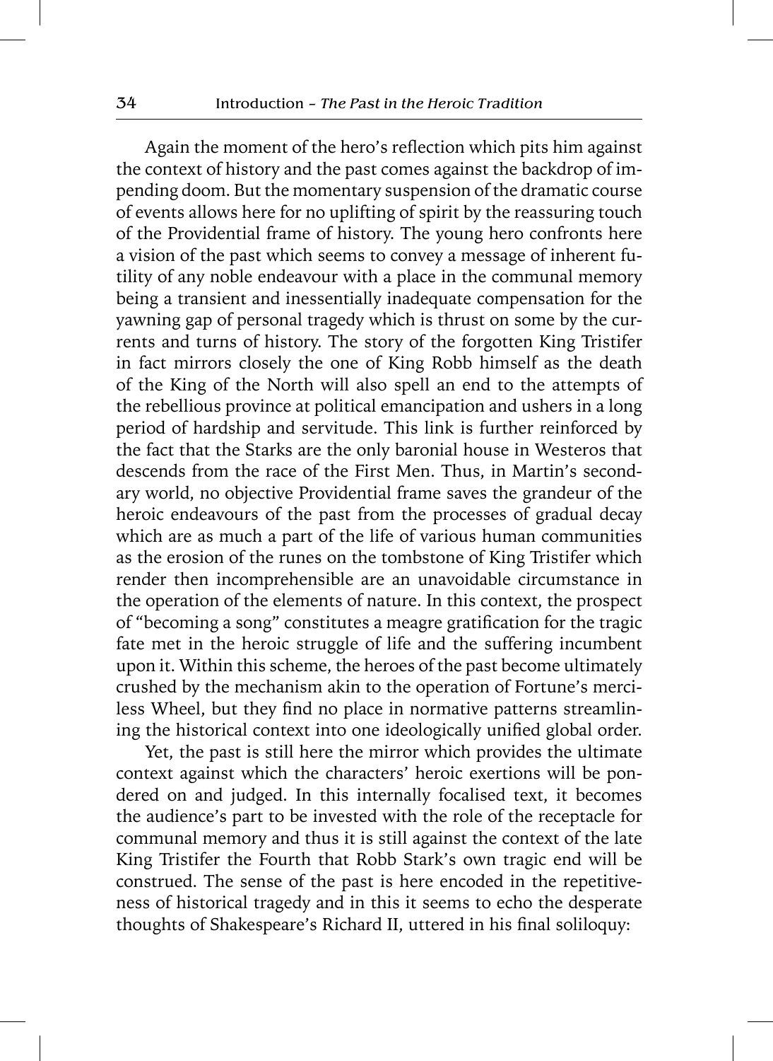Again the moment of the hero's reflection which pits him against the context of history and the past comes against the backdrop of impending doom. But the momentary suspension of the dramatic course of events allows here for no uplifting of spirit by the reassuring touch of the Providential frame of history. The young hero confronts here a vision of the past which seems to convey a message of inherent futility of any noble endeavour with a place in the communal memory being a transient and inessentially inadequate compensation for the yawning gap of personal tragedy which is thrust on some by the currents and turns of history. The story of the forgotten King Tristifer in fact mirrors closely the one of King Robb himself as the death of the King of the North will also spell an end to the attempts of the rebellious province at political emancipation and ushers in a long period of hardship and servitude. This link is further reinforced by the fact that the Starks are the only baronial house in Westeros that descends from the race of the First Men. Thus, in Martin's secondary world, no objective Providential frame saves the grandeur of the heroic endeavours of the past from the processes of gradual decay which are as much a part of the life of various human communities as the erosion of the runes on the tombstone of King Tristifer which render then incomprehensible are an unavoidable circumstance in the operation of the elements of nature. In this context, the prospect of "becoming a song" constitutes a meagre gratification for the tragic fate met in the heroic struggle of life and the suffering incumbent upon it. Within this scheme, the heroes of the past become ultimately crushed by the mechanism akin to the operation of Fortune's merciless Wheel, but they find no place in normative patterns streamlining the historical context into one ideologically unified global order.

Yet, the past is still here the mirror which provides the ultimate context against which the characters' heroic exertions will be pondered on and judged. In this internally focalised text, it becomes the audience's part to be invested with the role of the receptacle for communal memory and thus it is still against the context of the late King Tristifer the Fourth that Robb Stark's own tragic end will be construed. The sense of the past is here encoded in the repetitiveness of historical tragedy and in this it seems to echo the desperate thoughts of Shakespeare's Richard II, uttered in his final soliloquy: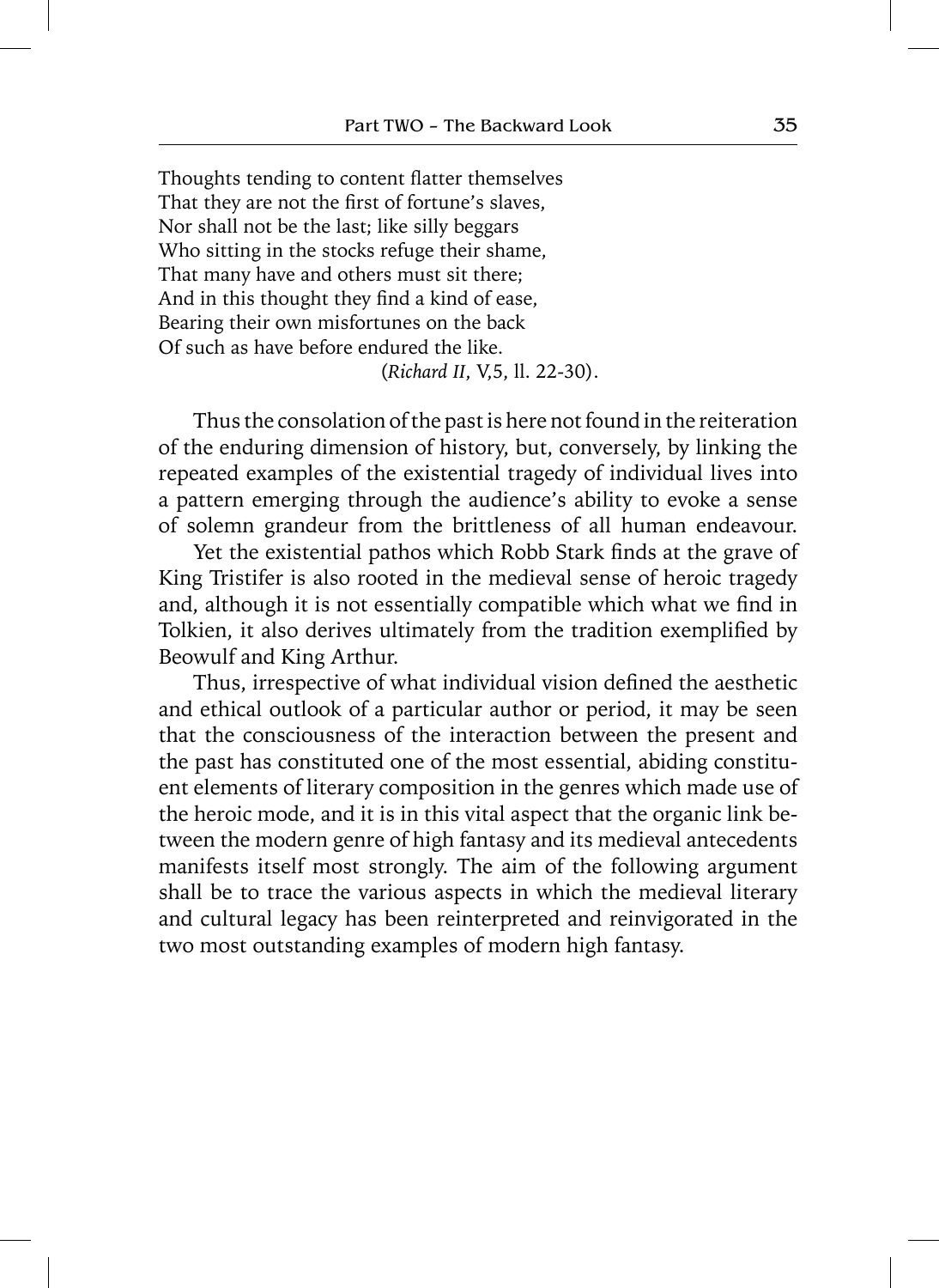Thoughts tending to content flatter themselves  
That they are not the first of fortune's slaves,  
Nor shall not be the last; like silly beggars  
Who sitting in the stocks refuge their shame,  
That many have and others must sit there;  
And in this thought they find a kind of ease,  
Bearing their own misfortunes on the back  
Of such as have before endured the like.  
(*Richard II*, V,5, ll. 22-30).

Thus the consolation of the past is here not found in the reiteration of the enduring dimension of history, but, conversely, by linking the repeated examples of the existential tragedy of individual lives into a pattern emerging through the audience's ability to evoke a sense of solemn grandeur from the brittleness of all human endeavour.

Yet the existential pathos which Robb Stark finds at the grave of King Tristifer is also rooted in the medieval sense of heroic tragedy and, although it is not essentially compatible which what we find in Tolkien, it also derives ultimately from the tradition exemplified by Beowulf and King Arthur.

Thus, irrespective of what individual vision defined the aesthetic and ethical outlook of a particular author or period, it may be seen that the consciousness of the interaction between the present and the past has constituted one of the most essential, abiding constituent elements of literary composition in the genres which made use of the heroic mode, and it is in this vital aspect that the organic link between the modern genre of high fantasy and its medieval antecedents manifests itself most strongly. The aim of the following argument shall be to trace the various aspects in which the medieval literary and cultural legacy has been reinterpreted and reinvigorated in the two most outstanding examples of modern high fantasy.